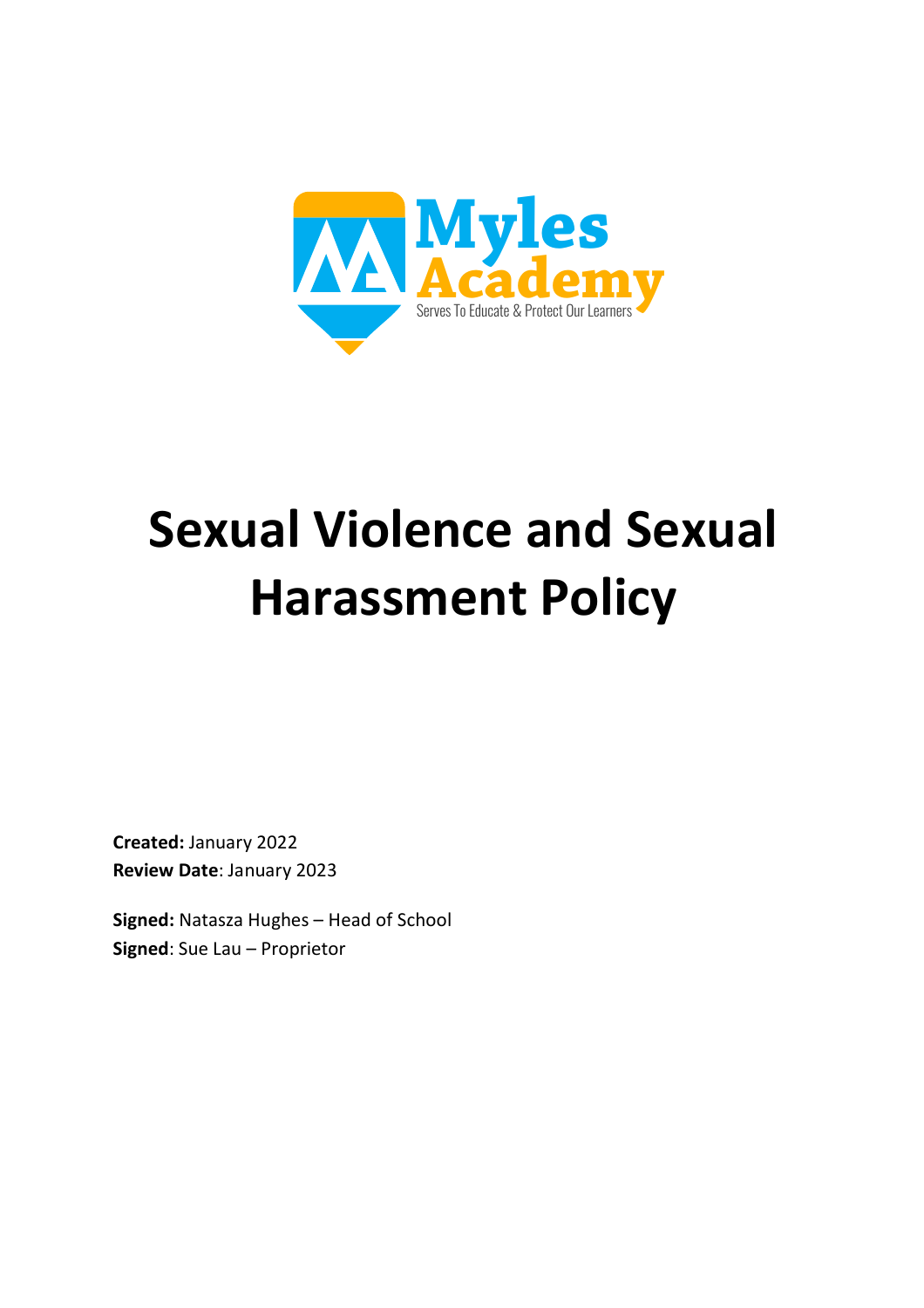Myles Academy

Serves To Educate & Protect Our Learners

# Sexual Violence and Sexual Harassment Policy

**Created:** January 2022
**Review Date**: January 2023

**Signed:** Natasza Hughes – Head of School
**Signed**: Sue Lau – Proprietor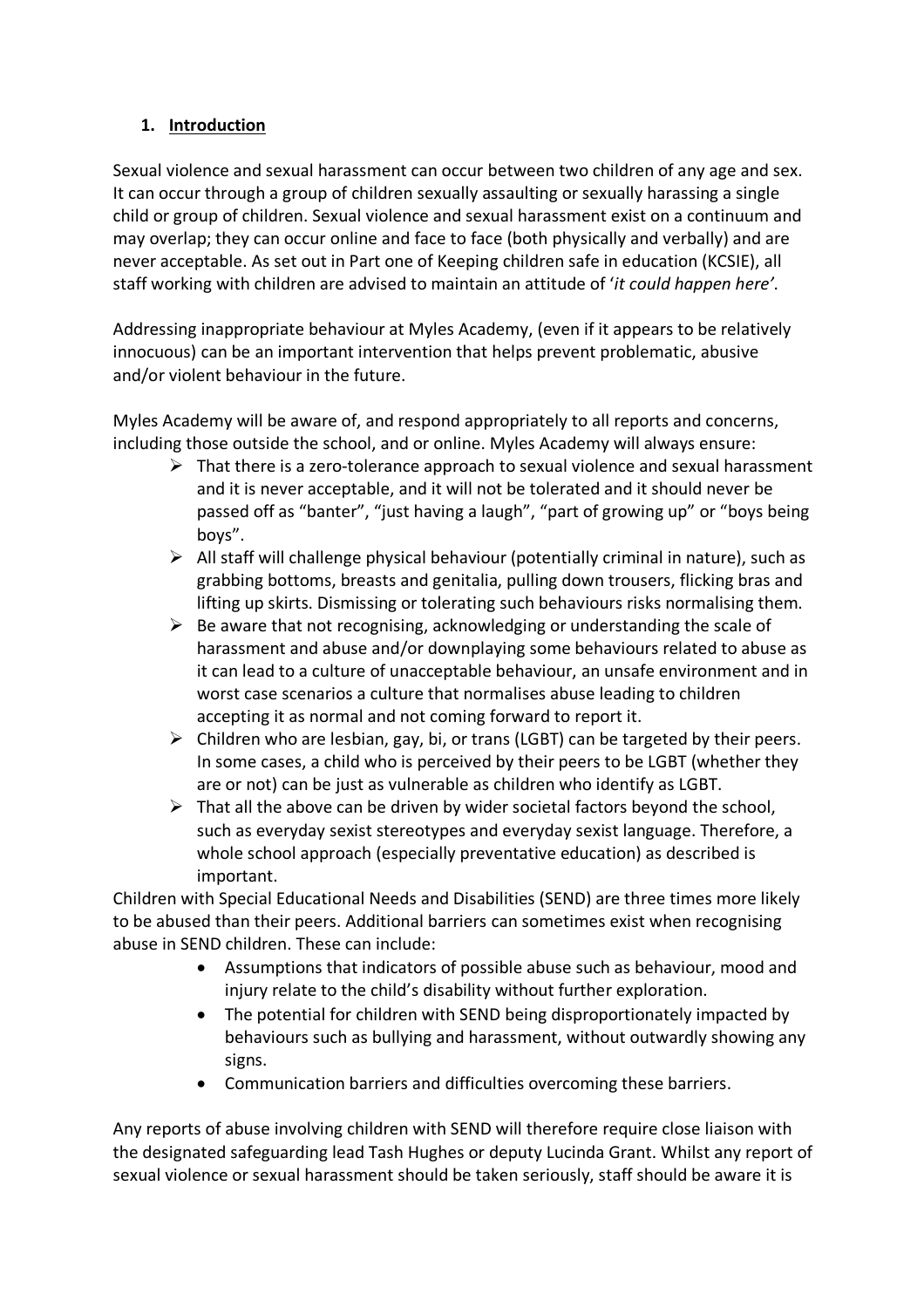## 1. Introduction

Sexual violence and sexual harassment can occur between two children of any age and sex. It can occur through a group of children sexually assaulting or sexually harassing a single child or group of children. Sexual violence and sexual harassment exist on a continuum and may overlap; they can occur online and face to face (both physically and verbally) and are never acceptable. As set out in Part one of Keeping children safe in education (KCSIE), all staff working with children are advised to maintain an attitude of '*it could happen here'*.

Addressing inappropriate behaviour at Myles Academy, (even if it appears to be relatively innocuous) can be an important intervention that helps prevent problematic, abusive and/or violent behaviour in the future.

Myles Academy will be aware of, and respond appropriately to all reports and concerns, including those outside the school, and or online. Myles Academy will always ensure:

- That there is a zero-tolerance approach to sexual violence and sexual harassment and it is never acceptable, and it will not be tolerated and it should never be passed off as "banter", "just having a laugh", "part of growing up" or "boys being boys".
- All staff will challenge physical behaviour (potentially criminal in nature), such as grabbing bottoms, breasts and genitalia, pulling down trousers, flicking bras and lifting up skirts. Dismissing or tolerating such behaviours risks normalising them.
- Be aware that not recognising, acknowledging or understanding the scale of harassment and abuse and/or downplaying some behaviours related to abuse as it can lead to a culture of unacceptable behaviour, an unsafe environment and in worst case scenarios a culture that normalises abuse leading to children accepting it as normal and not coming forward to report it.
- Children who are lesbian, gay, bi, or trans (LGBT) can be targeted by their peers. In some cases, a child who is perceived by their peers to be LGBT (whether they are or not) can be just as vulnerable as children who identify as LGBT.
- That all the above can be driven by wider societal factors beyond the school, such as everyday sexist stereotypes and everyday sexist language. Therefore, a whole school approach (especially preventative education) as described is important.

Children with Special Educational Needs and Disabilities (SEND) are three times more likely to be abused than their peers. Additional barriers can sometimes exist when recognising abuse in SEND children. These can include:

- Assumptions that indicators of possible abuse such as behaviour, mood and injury relate to the child's disability without further exploration.
- The potential for children with SEND being disproportionately impacted by behaviours such as bullying and harassment, without outwardly showing any signs.
- Communication barriers and difficulties overcoming these barriers.

Any reports of abuse involving children with SEND will therefore require close liaison with the designated safeguarding lead Tash Hughes or deputy Lucinda Grant. Whilst any report of sexual violence or sexual harassment should be taken seriously, staff should be aware it is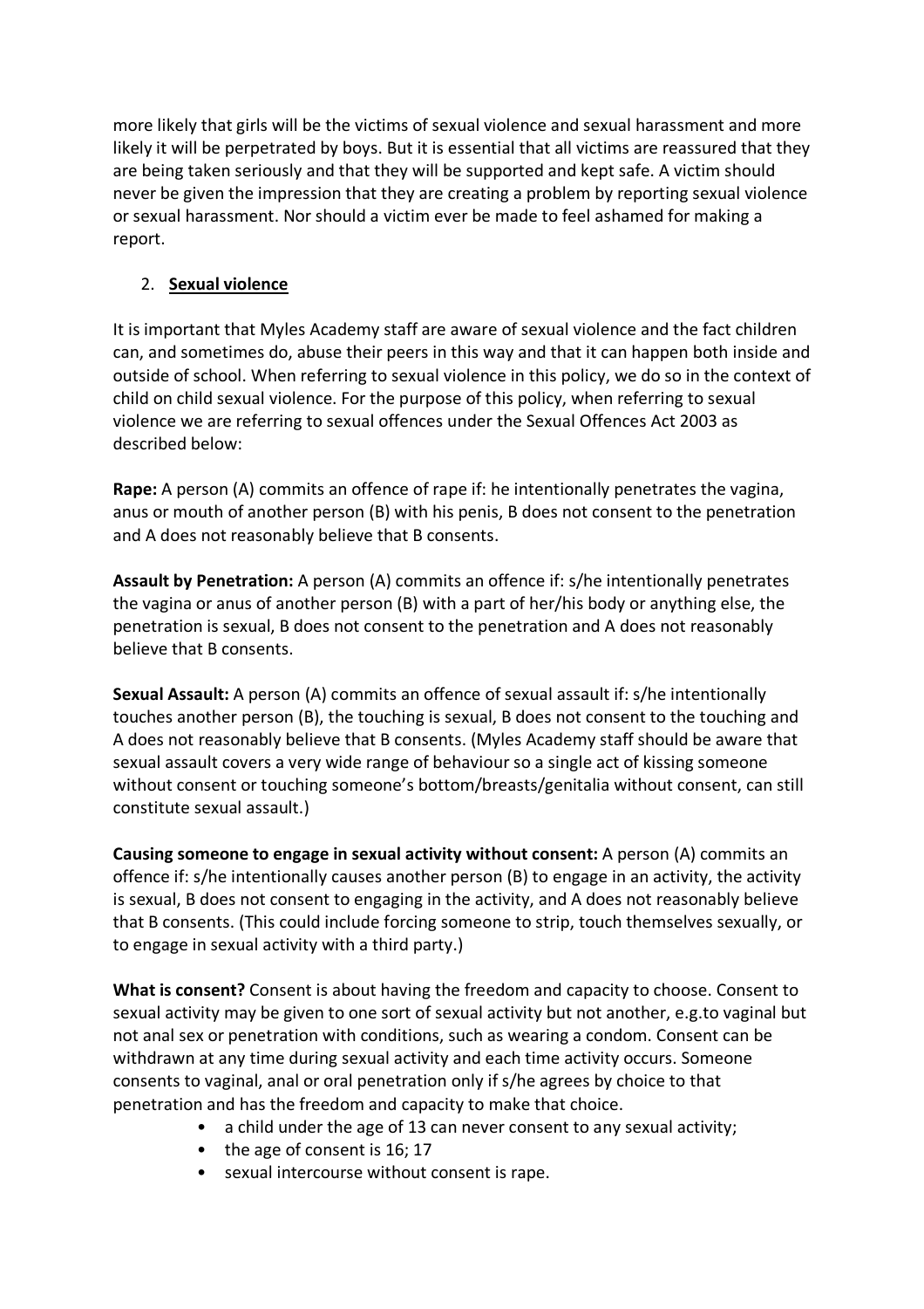more likely that girls will be the victims of sexual violence and sexual harassment and more likely it will be perpetrated by boys. But it is essential that all victims are reassured that they are being taken seriously and that they will be supported and kept safe. A victim should never be given the impression that they are creating a problem by reporting sexual violence or sexual harassment. Nor should a victim ever be made to feel ashamed for making a report.

2. **Sexual violence**

It is important that Myles Academy staff are aware of sexual violence and the fact children can, and sometimes do, abuse their peers in this way and that it can happen both inside and outside of school. When referring to sexual violence in this policy, we do so in the context of child on child sexual violence. For the purpose of this policy, when referring to sexual violence we are referring to sexual offences under the Sexual Offences Act 2003 as described below:

**Rape:** A person (A) commits an offence of rape if: he intentionally penetrates the vagina, anus or mouth of another person (B) with his penis, B does not consent to the penetration and A does not reasonably believe that B consents.

**Assault by Penetration:** A person (A) commits an offence if: s/he intentionally penetrates the vagina or anus of another person (B) with a part of her/his body or anything else, the penetration is sexual, B does not consent to the penetration and A does not reasonably believe that B consents.

**Sexual Assault:** A person (A) commits an offence of sexual assault if: s/he intentionally touches another person (B), the touching is sexual, B does not consent to the touching and A does not reasonably believe that B consents. (Myles Academy staff should be aware that sexual assault covers a very wide range of behaviour so a single act of kissing someone without consent or touching someone's bottom/breasts/genitalia without consent, can still constitute sexual assault.)

**Causing someone to engage in sexual activity without consent:** A person (A) commits an offence if: s/he intentionally causes another person (B) to engage in an activity, the activity is sexual, B does not consent to engaging in the activity, and A does not reasonably believe that B consents. (This could include forcing someone to strip, touch themselves sexually, or to engage in sexual activity with a third party.)

**What is consent?** Consent is about having the freedom and capacity to choose. Consent to sexual activity may be given to one sort of sexual activity but not another, e.g.to vaginal but not anal sex or penetration with conditions, such as wearing a condom. Consent can be withdrawn at any time during sexual activity and each time activity occurs. Someone consents to vaginal, anal or oral penetration only if s/he agrees by choice to that penetration and has the freedom and capacity to make that choice.

- a child under the age of 13 can never consent to any sexual activity;
- the age of consent is 16; 17
- sexual intercourse without consent is rape.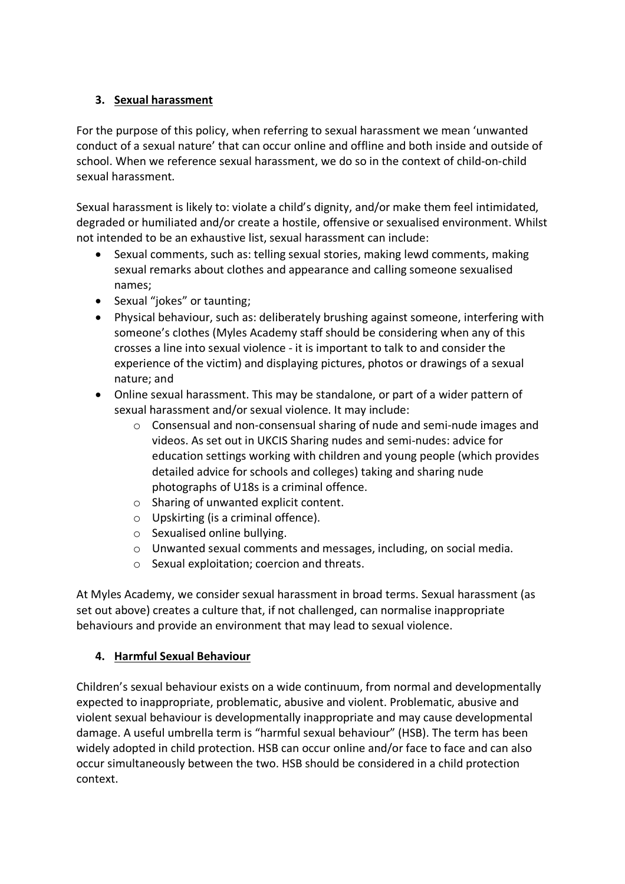## 3. Sexual harassment

For the purpose of this policy, when referring to sexual harassment we mean 'unwanted conduct of a sexual nature' that can occur online and offline and both inside and outside of school. When we reference sexual harassment, we do so in the context of child-on-child sexual harassment.

Sexual harassment is likely to: violate a child's dignity, and/or make them feel intimidated, degraded or humiliated and/or create a hostile, offensive or sexualised environment. Whilst not intended to be an exhaustive list, sexual harassment can include:

- Sexual comments, such as: telling sexual stories, making lewd comments, making sexual remarks about clothes and appearance and calling someone sexualised names;
- Sexual "jokes" or taunting;
- Physical behaviour, such as: deliberately brushing against someone, interfering with someone's clothes (Myles Academy staff should be considering when any of this crosses a line into sexual violence - it is important to talk to and consider the experience of the victim) and displaying pictures, photos or drawings of a sexual nature; and
- Online sexual harassment. This may be standalone, or part of a wider pattern of sexual harassment and/or sexual violence. It may include:
    - Consensual and non-consensual sharing of nude and semi-nude images and videos. As set out in UKCIS Sharing nudes and semi-nudes: advice for education settings working with children and young people (which provides detailed advice for schools and colleges) taking and sharing nude photographs of U18s is a criminal offence.
    - Sharing of unwanted explicit content.
    - Upskirting (is a criminal offence).
    - Sexualised online bullying.
    - Unwanted sexual comments and messages, including, on social media.
    - Sexual exploitation; coercion and threats.

At Myles Academy, we consider sexual harassment in broad terms. Sexual harassment (as set out above) creates a culture that, if not challenged, can normalise inappropriate behaviours and provide an environment that may lead to sexual violence.

## 4. Harmful Sexual Behaviour

Children's sexual behaviour exists on a wide continuum, from normal and developmentally expected to inappropriate, problematic, abusive and violent. Problematic, abusive and violent sexual behaviour is developmentally inappropriate and may cause developmental damage. A useful umbrella term is "harmful sexual behaviour" (HSB). The term has been widely adopted in child protection. HSB can occur online and/or face to face and can also occur simultaneously between the two. HSB should be considered in a child protection context.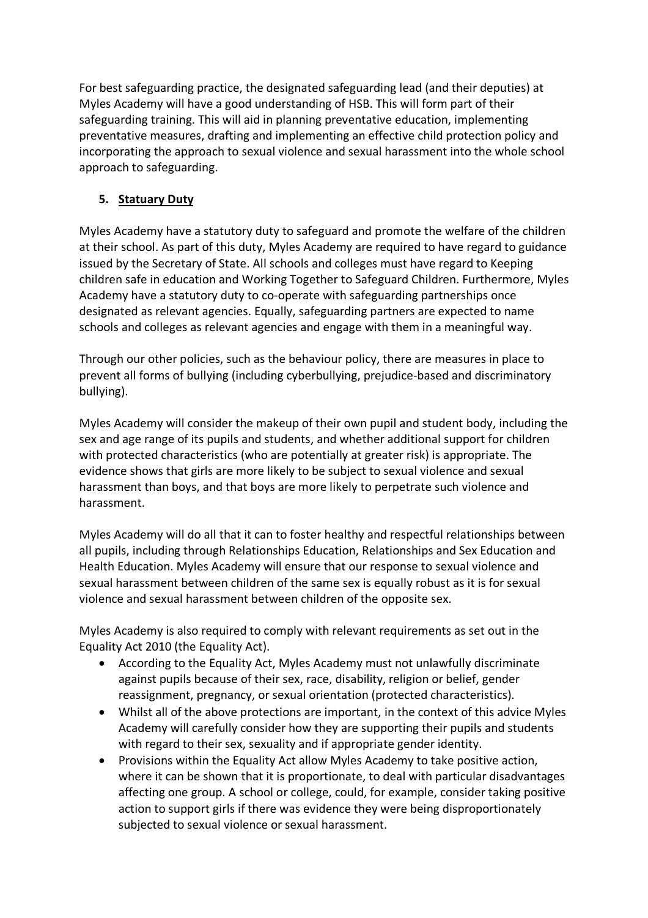For best safeguarding practice, the designated safeguarding lead (and their deputies) at Myles Academy will have a good understanding of HSB. This will form part of their safeguarding training. This will aid in planning preventative education, implementing preventative measures, drafting and implementing an effective child protection policy and incorporating the approach to sexual violence and sexual harassment into the whole school approach to safeguarding.

## 5. Statuary Duty

Myles Academy have a statutory duty to safeguard and promote the welfare of the children at their school. As part of this duty, Myles Academy are required to have regard to guidance issued by the Secretary of State. All schools and colleges must have regard to Keeping children safe in education and Working Together to Safeguard Children. Furthermore, Myles Academy have a statutory duty to co-operate with safeguarding partnerships once designated as relevant agencies. Equally, safeguarding partners are expected to name schools and colleges as relevant agencies and engage with them in a meaningful way.

Through our other policies, such as the behaviour policy, there are measures in place to prevent all forms of bullying (including cyberbullying, prejudice-based and discriminatory bullying).

Myles Academy will consider the makeup of their own pupil and student body, including the sex and age range of its pupils and students, and whether additional support for children with protected characteristics (who are potentially at greater risk) is appropriate. The evidence shows that girls are more likely to be subject to sexual violence and sexual harassment than boys, and that boys are more likely to perpetrate such violence and harassment.

Myles Academy will do all that it can to foster healthy and respectful relationships between all pupils, including through Relationships Education, Relationships and Sex Education and Health Education. Myles Academy will ensure that our response to sexual violence and sexual harassment between children of the same sex is equally robust as it is for sexual violence and sexual harassment between children of the opposite sex.

Myles Academy is also required to comply with relevant requirements as set out in the Equality Act 2010 (the Equality Act).

- According to the Equality Act, Myles Academy must not unlawfully discriminate against pupils because of their sex, race, disability, religion or belief, gender reassignment, pregnancy, or sexual orientation (protected characteristics).
- Whilst all of the above protections are important, in the context of this advice Myles Academy will carefully consider how they are supporting their pupils and students with regard to their sex, sexuality and if appropriate gender identity.
- Provisions within the Equality Act allow Myles Academy to take positive action, where it can be shown that it is proportionate, to deal with particular disadvantages affecting one group. A school or college, could, for example, consider taking positive action to support girls if there was evidence they were being disproportionately subjected to sexual violence or sexual harassment.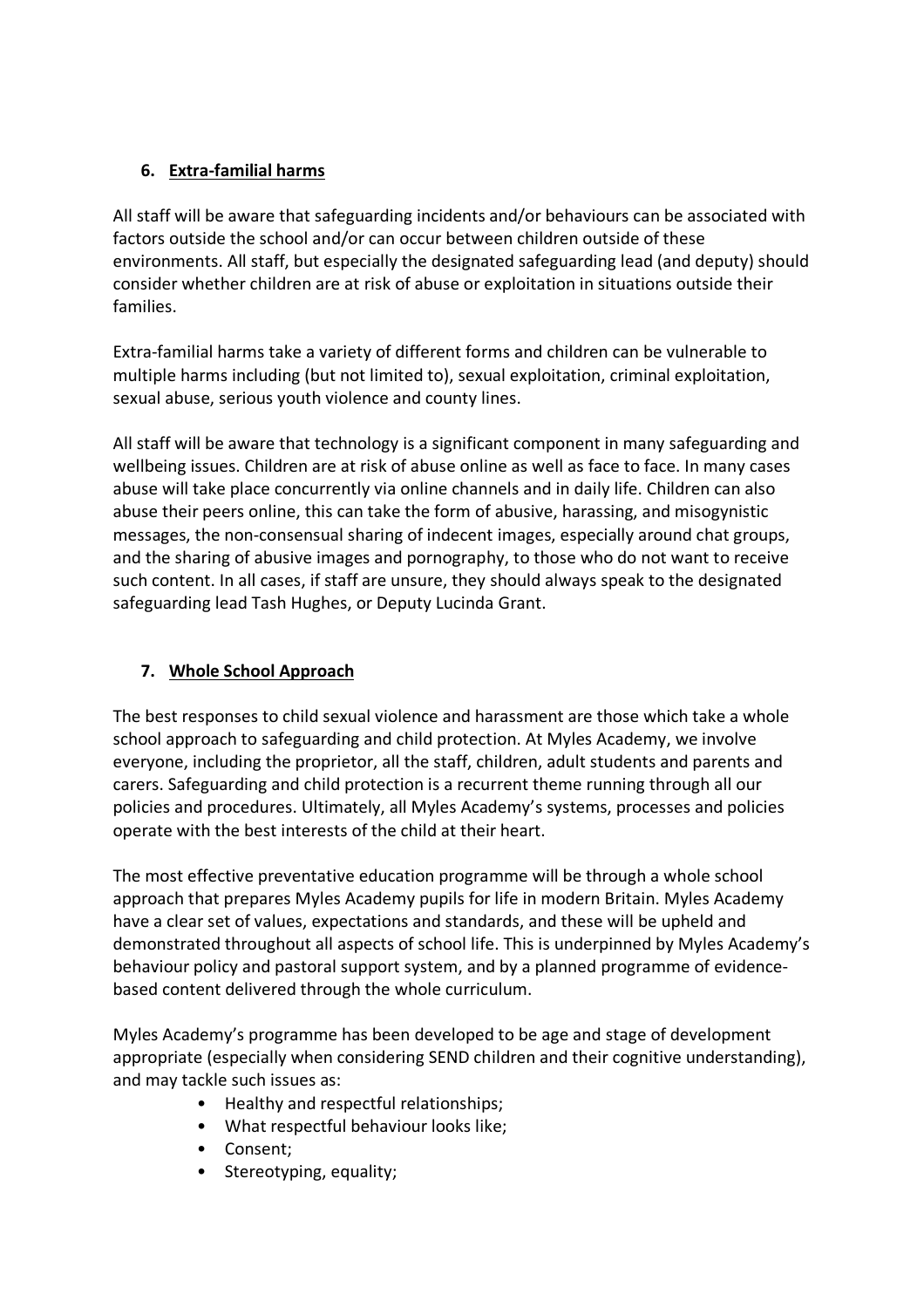## 6. Extra-familial harms

All staff will be aware that safeguarding incidents and/or behaviours can be associated with factors outside the school and/or can occur between children outside of these environments. All staff, but especially the designated safeguarding lead (and deputy) should consider whether children are at risk of abuse or exploitation in situations outside their families.

Extra-familial harms take a variety of different forms and children can be vulnerable to multiple harms including (but not limited to), sexual exploitation, criminal exploitation, sexual abuse, serious youth violence and county lines.

All staff will be aware that technology is a significant component in many safeguarding and wellbeing issues. Children are at risk of abuse online as well as face to face. In many cases abuse will take place concurrently via online channels and in daily life. Children can also abuse their peers online, this can take the form of abusive, harassing, and misogynistic messages, the non-consensual sharing of indecent images, especially around chat groups, and the sharing of abusive images and pornography, to those who do not want to receive such content. In all cases, if staff are unsure, they should always speak to the designated safeguarding lead Tash Hughes, or Deputy Lucinda Grant.

## 7. Whole School Approach

The best responses to child sexual violence and harassment are those which take a whole school approach to safeguarding and child protection. At Myles Academy, we involve everyone, including the proprietor, all the staff, children, adult students and parents and carers. Safeguarding and child protection is a recurrent theme running through all our policies and procedures. Ultimately, all Myles Academy's systems, processes and policies operate with the best interests of the child at their heart.

The most effective preventative education programme will be through a whole school approach that prepares Myles Academy pupils for life in modern Britain. Myles Academy have a clear set of values, expectations and standards, and these will be upheld and demonstrated throughout all aspects of school life. This is underpinned by Myles Academy's behaviour policy and pastoral support system, and by a planned programme of evidence-based content delivered through the whole curriculum.

Myles Academy's programme has been developed to be age and stage of development appropriate (especially when considering SEND children and their cognitive understanding), and may tackle such issues as:

- Healthy and respectful relationships;
- What respectful behaviour looks like;
- Consent;
- Stereotyping, equality;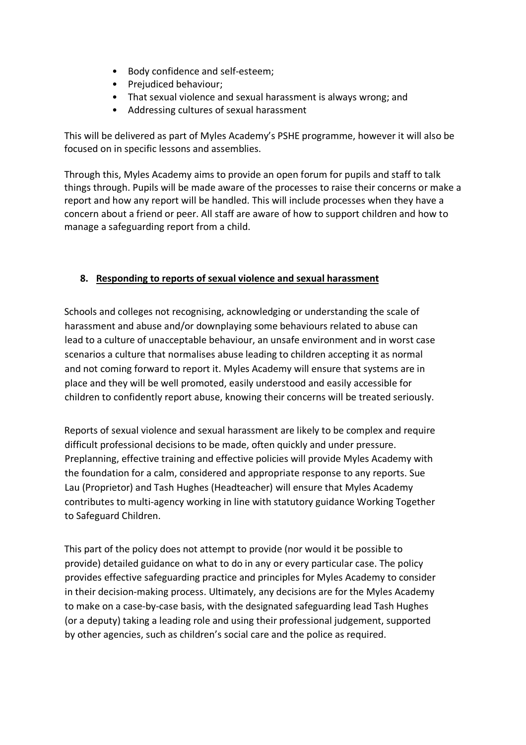- Body confidence and self-esteem;
- Prejudiced behaviour;
- That sexual violence and sexual harassment is always wrong; and
- Addressing cultures of sexual harassment

This will be delivered as part of Myles Academy's PSHE programme, however it will also be focused on in specific lessons and assemblies.

Through this, Myles Academy aims to provide an open forum for pupils and staff to talk things through. Pupils will be made aware of the processes to raise their concerns or make a report and how any report will be handled. This will include processes when they have a concern about a friend or peer. All staff are aware of how to support children and how to manage a safeguarding report from a child.

## 8. Responding to reports of sexual violence and sexual harassment

Schools and colleges not recognising, acknowledging or understanding the scale of harassment and abuse and/or downplaying some behaviours related to abuse can lead to a culture of unacceptable behaviour, an unsafe environment and in worst case scenarios a culture that normalises abuse leading to children accepting it as normal and not coming forward to report it. Myles Academy will ensure that systems are in place and they will be well promoted, easily understood and easily accessible for children to confidently report abuse, knowing their concerns will be treated seriously.

Reports of sexual violence and sexual harassment are likely to be complex and require difficult professional decisions to be made, often quickly and under pressure. Preplanning, effective training and effective policies will provide Myles Academy with the foundation for a calm, considered and appropriate response to any reports. Sue Lau (Proprietor) and Tash Hughes (Headteacher) will ensure that Myles Academy contributes to multi-agency working in line with statutory guidance Working Together to Safeguard Children.

This part of the policy does not attempt to provide (nor would it be possible to provide) detailed guidance on what to do in any or every particular case. The policy provides effective safeguarding practice and principles for Myles Academy to consider in their decision-making process. Ultimately, any decisions are for the Myles Academy to make on a case-by-case basis, with the designated safeguarding lead Tash Hughes (or a deputy) taking a leading role and using their professional judgement, supported by other agencies, such as children's social care and the police as required.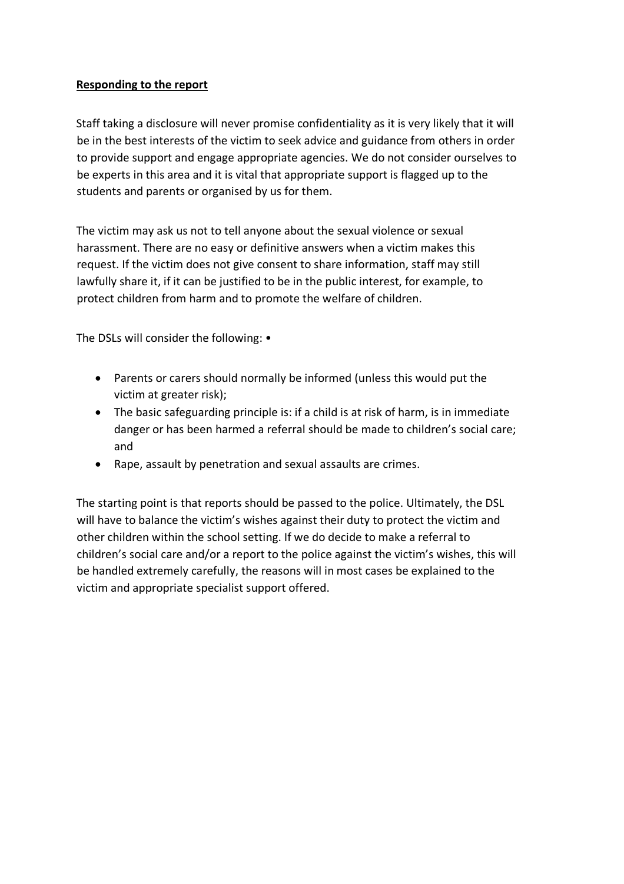**Responding to the report**

Staff taking a disclosure will never promise confidentiality as it is very likely that it will be in the best interests of the victim to seek advice and guidance from others in order to provide support and engage appropriate agencies. We do not consider ourselves to be experts in this area and it is vital that appropriate support is flagged up to the students and parents or organised by us for them.

The victim may ask us not to tell anyone about the sexual violence or sexual harassment. There are no easy or definitive answers when a victim makes this request. If the victim does not give consent to share information, staff may still lawfully share it, if it can be justified to be in the public interest, for example, to protect children from harm and to promote the welfare of children.

The DSLs will consider the following: •

- Parents or carers should normally be informed (unless this would put the victim at greater risk);
- The basic safeguarding principle is: if a child is at risk of harm, is in immediate danger or has been harmed a referral should be made to children's social care; and
- Rape, assault by penetration and sexual assaults are crimes.

The starting point is that reports should be passed to the police. Ultimately, the DSL will have to balance the victim's wishes against their duty to protect the victim and other children within the school setting. If we do decide to make a referral to children's social care and/or a report to the police against the victim's wishes, this will be handled extremely carefully, the reasons will in most cases be explained to the victim and appropriate specialist support offered.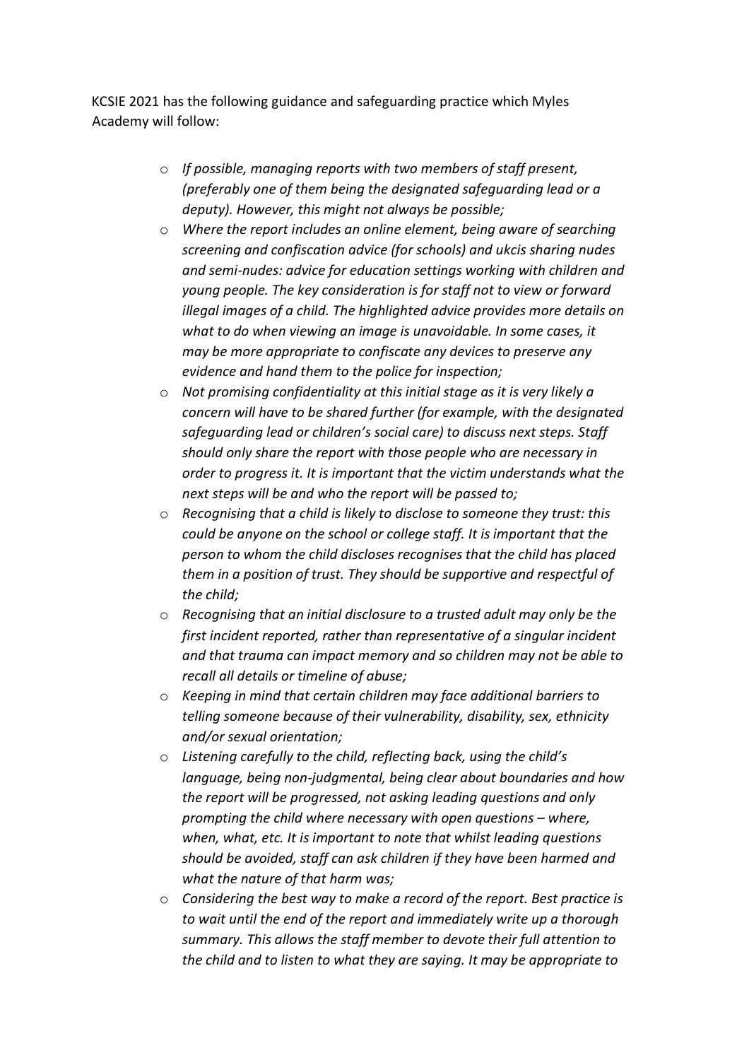KCSIE 2021 has the following guidance and safeguarding practice which Myles Academy will follow:

- *If possible, managing reports with two members of staff present, (preferably one of them being the designated safeguarding lead or a deputy). However, this might not always be possible;*
- *Where the report includes an online element, being aware of searching screening and confiscation advice (for schools) and ukcis sharing nudes and semi-nudes: advice for education settings working with children and young people. The key consideration is for staff not to view or forward illegal images of a child. The highlighted advice provides more details on what to do when viewing an image is unavoidable. In some cases, it may be more appropriate to confiscate any devices to preserve any evidence and hand them to the police for inspection;*
- *Not promising confidentiality at this initial stage as it is very likely a concern will have to be shared further (for example, with the designated safeguarding lead or children's social care) to discuss next steps. Staff should only share the report with those people who are necessary in order to progress it. It is important that the victim understands what the next steps will be and who the report will be passed to;*
- *Recognising that a child is likely to disclose to someone they trust: this could be anyone on the school or college staff. It is important that the person to whom the child discloses recognises that the child has placed them in a position of trust. They should be supportive and respectful of the child;*
- *Recognising that an initial disclosure to a trusted adult may only be the first incident reported, rather than representative of a singular incident and that trauma can impact memory and so children may not be able to recall all details or timeline of abuse;*
- *Keeping in mind that certain children may face additional barriers to telling someone because of their vulnerability, disability, sex, ethnicity and/or sexual orientation;*
- *Listening carefully to the child, reflecting back, using the child's language, being non-judgmental, being clear about boundaries and how the report will be progressed, not asking leading questions and only prompting the child where necessary with open questions – where, when, what, etc. It is important to note that whilst leading questions should be avoided, staff can ask children if they have been harmed and what the nature of that harm was;*
- *Considering the best way to make a record of the report. Best practice is to wait until the end of the report and immediately write up a thorough summary. This allows the staff member to devote their full attention to the child and to listen to what they are saying. It may be appropriate to*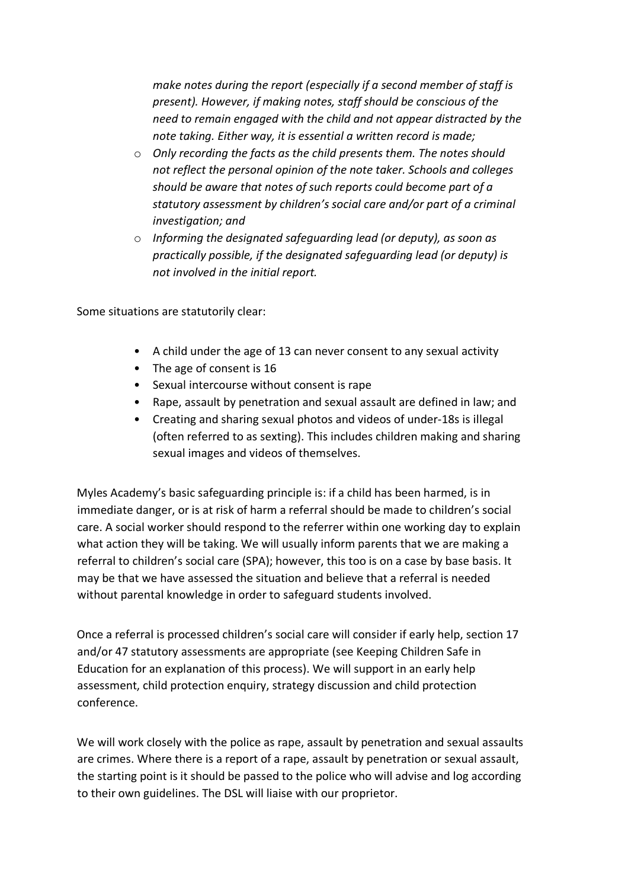*make notes during the report (especially if a second member of staff is present). However, if making notes, staff should be conscious of the need to remain engaged with the child and not appear distracted by the note taking. Either way, it is essential a written record is made;*

- *Only recording the facts as the child presents them. The notes should not reflect the personal opinion of the note taker. Schools and colleges should be aware that notes of such reports could become part of a statutory assessment by children's social care and/or part of a criminal investigation; and*
- *Informing the designated safeguarding lead (or deputy), as soon as practically possible, if the designated safeguarding lead (or deputy) is not involved in the initial report.*

Some situations are statutorily clear:

- A child under the age of 13 can never consent to any sexual activity
- The age of consent is 16
- Sexual intercourse without consent is rape
- Rape, assault by penetration and sexual assault are defined in law; and
- Creating and sharing sexual photos and videos of under-18s is illegal (often referred to as sexting). This includes children making and sharing sexual images and videos of themselves.

Myles Academy's basic safeguarding principle is: if a child has been harmed, is in immediate danger, or is at risk of harm a referral should be made to children's social care. A social worker should respond to the referrer within one working day to explain what action they will be taking. We will usually inform parents that we are making a referral to children's social care (SPA); however, this too is on a case by base basis. It may be that we have assessed the situation and believe that a referral is needed without parental knowledge in order to safeguard students involved.

Once a referral is processed children's social care will consider if early help, section 17 and/or 47 statutory assessments are appropriate (see Keeping Children Safe in Education for an explanation of this process). We will support in an early help assessment, child protection enquiry, strategy discussion and child protection conference.

We will work closely with the police as rape, assault by penetration and sexual assaults are crimes. Where there is a report of a rape, assault by penetration or sexual assault, the starting point is it should be passed to the police who will advise and log according to their own guidelines. The DSL will liaise with our proprietor.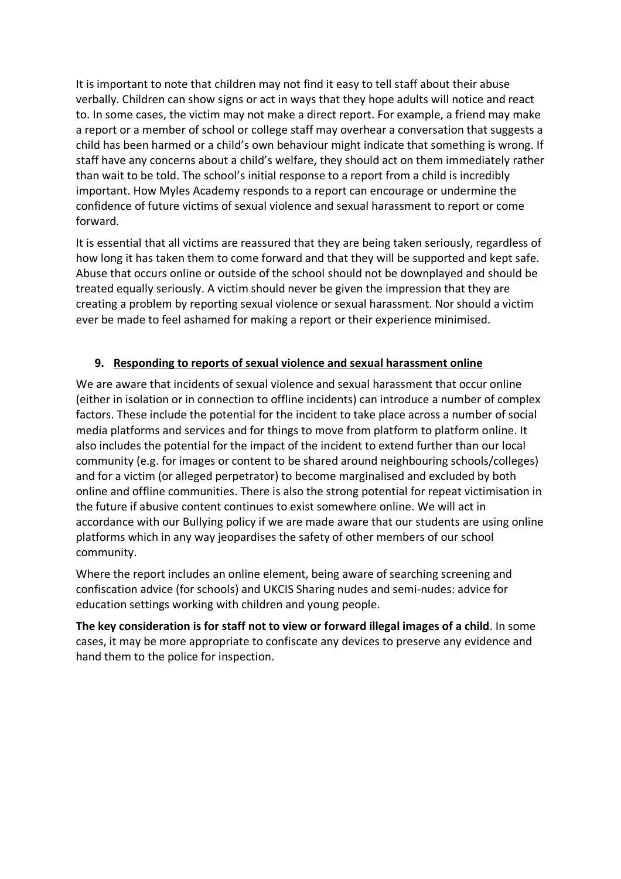It is important to note that children may not find it easy to tell staff about their abuse verbally. Children can show signs or act in ways that they hope adults will notice and react to. In some cases, the victim may not make a direct report. For example, a friend may make a report or a member of school or college staff may overhear a conversation that suggests a child has been harmed or a child's own behaviour might indicate that something is wrong. If staff have any concerns about a child's welfare, they should act on them immediately rather than wait to be told. The school's initial response to a report from a child is incredibly important. How Myles Academy responds to a report can encourage or undermine the confidence of future victims of sexual violence and sexual harassment to report or come forward.

It is essential that all victims are reassured that they are being taken seriously, regardless of how long it has taken them to come forward and that they will be supported and kept safe. Abuse that occurs online or outside of the school should not be downplayed and should be treated equally seriously. A victim should never be given the impression that they are creating a problem by reporting sexual violence or sexual harassment. Nor should a victim ever be made to feel ashamed for making a report or their experience minimised.

## 9. Responding to reports of sexual violence and sexual harassment online

We are aware that incidents of sexual violence and sexual harassment that occur online (either in isolation or in connection to offline incidents) can introduce a number of complex factors. These include the potential for the incident to take place across a number of social media platforms and services and for things to move from platform to platform online. It also includes the potential for the impact of the incident to extend further than our local community (e.g. for images or content to be shared around neighbouring schools/colleges) and for a victim (or alleged perpetrator) to become marginalised and excluded by both online and offline communities. There is also the strong potential for repeat victimisation in the future if abusive content continues to exist somewhere online. We will act in accordance with our Bullying policy if we are made aware that our students are using online platforms which in any way jeopardises the safety of other members of our school community.

Where the report includes an online element, being aware of searching screening and confiscation advice (for schools) and UKCIS Sharing nudes and semi-nudes: advice for education settings working with children and young people.

**The key consideration is for staff not to view or forward illegal images of a child**. In some cases, it may be more appropriate to confiscate any devices to preserve any evidence and hand them to the police for inspection.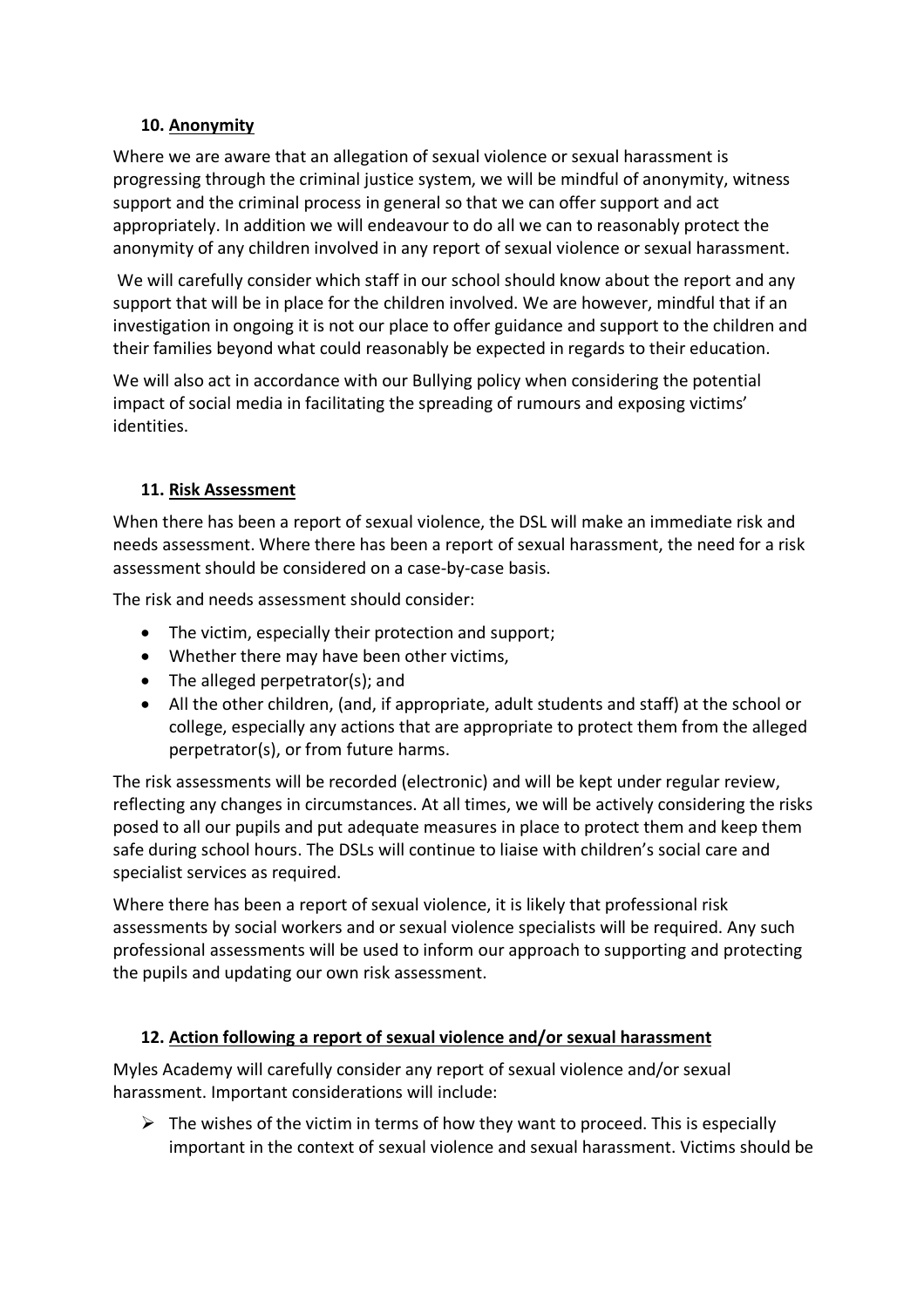## 10. Anonymity

Where we are aware that an allegation of sexual violence or sexual harassment is progressing through the criminal justice system, we will be mindful of anonymity, witness support and the criminal process in general so that we can offer support and act appropriately. In addition we will endeavour to do all we can to reasonably protect the anonymity of any children involved in any report of sexual violence or sexual harassment.

We will carefully consider which staff in our school should know about the report and any support that will be in place for the children involved. We are however, mindful that if an investigation in ongoing it is not our place to offer guidance and support to the children and their families beyond what could reasonably be expected in regards to their education.

We will also act in accordance with our Bullying policy when considering the potential impact of social media in facilitating the spreading of rumours and exposing victims' identities.

## 11. Risk Assessment

When there has been a report of sexual violence, the DSL will make an immediate risk and needs assessment. Where there has been a report of sexual harassment, the need for a risk assessment should be considered on a case-by-case basis.

The risk and needs assessment should consider:

- The victim, especially their protection and support;
- Whether there may have been other victims,
- The alleged perpetrator(s); and
- All the other children, (and, if appropriate, adult students and staff) at the school or college, especially any actions that are appropriate to protect them from the alleged perpetrator(s), or from future harms.

The risk assessments will be recorded (electronic) and will be kept under regular review, reflecting any changes in circumstances. At all times, we will be actively considering the risks posed to all our pupils and put adequate measures in place to protect them and keep them safe during school hours. The DSLs will continue to liaise with children's social care and specialist services as required.

Where there has been a report of sexual violence, it is likely that professional risk assessments by social workers and or sexual violence specialists will be required. Any such professional assessments will be used to inform our approach to supporting and protecting the pupils and updating our own risk assessment.

## 12. Action following a report of sexual violence and/or sexual harassment

Myles Academy will carefully consider any report of sexual violence and/or sexual harassment. Important considerations will include:

- The wishes of the victim in terms of how they want to proceed. This is especially important in the context of sexual violence and sexual harassment. Victims should be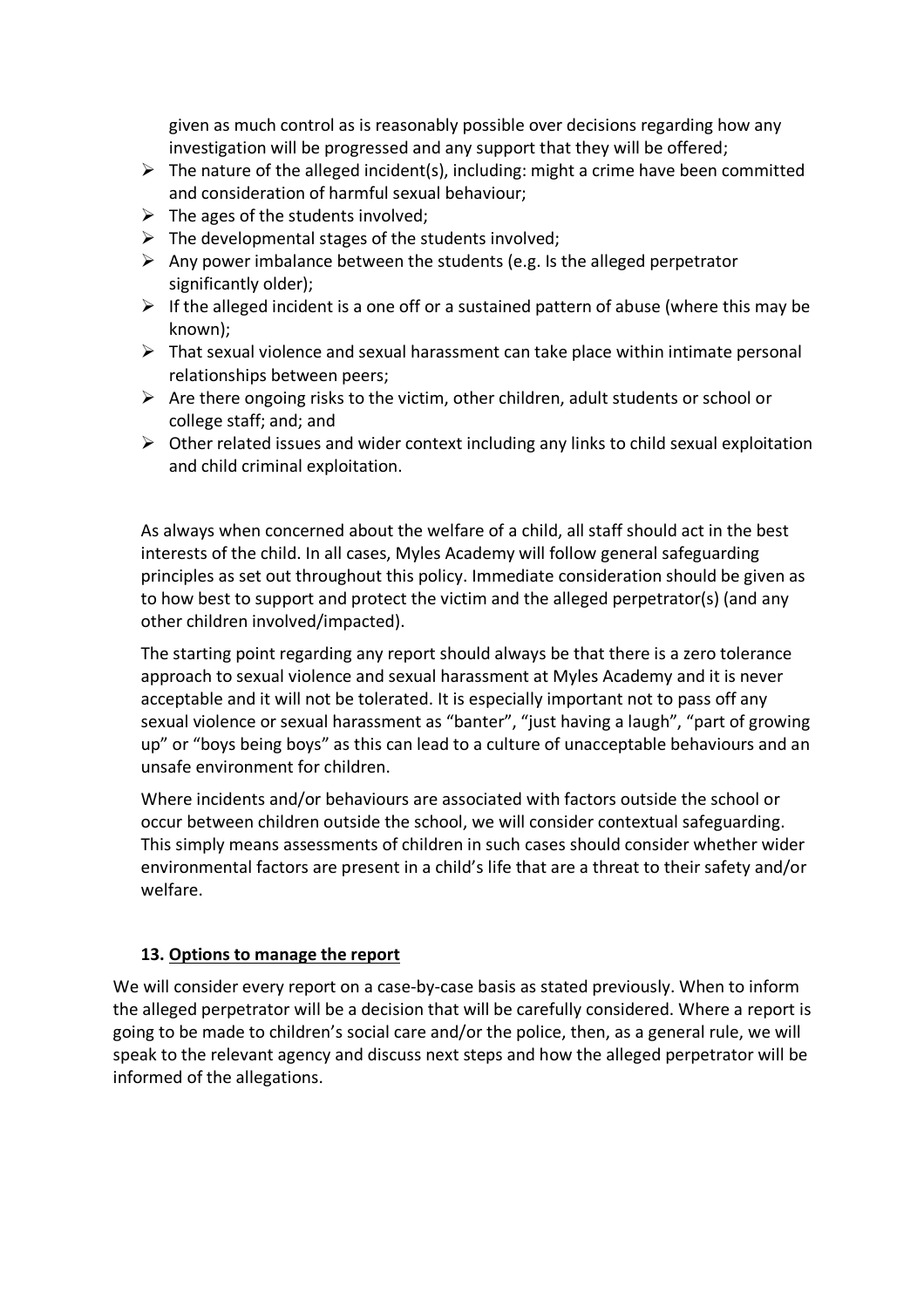given as much control as is reasonably possible over decisions regarding how any investigation will be progressed and any support that they will be offered;

- The nature of the alleged incident(s), including: might a crime have been committed and consideration of harmful sexual behaviour;
- The ages of the students involved;
- The developmental stages of the students involved;
- Any power imbalance between the students (e.g. Is the alleged perpetrator significantly older);
- If the alleged incident is a one off or a sustained pattern of abuse (where this may be known);
- That sexual violence and sexual harassment can take place within intimate personal relationships between peers;
- Are there ongoing risks to the victim, other children, adult students or school or college staff; and; and
- Other related issues and wider context including any links to child sexual exploitation and child criminal exploitation.

As always when concerned about the welfare of a child, all staff should act in the best interests of the child. In all cases, Myles Academy will follow general safeguarding principles as set out throughout this policy. Immediate consideration should be given as to how best to support and protect the victim and the alleged perpetrator(s) (and any other children involved/impacted).

The starting point regarding any report should always be that there is a zero tolerance approach to sexual violence and sexual harassment at Myles Academy and it is never acceptable and it will not be tolerated. It is especially important not to pass off any sexual violence or sexual harassment as "banter", "just having a laugh", "part of growing up" or "boys being boys" as this can lead to a culture of unacceptable behaviours and an unsafe environment for children.

Where incidents and/or behaviours are associated with factors outside the school or occur between children outside the school, we will consider contextual safeguarding. This simply means assessments of children in such cases should consider whether wider environmental factors are present in a child's life that are a threat to their safety and/or welfare.

## 13. Options to manage the report

We will consider every report on a case-by-case basis as stated previously. When to inform the alleged perpetrator will be a decision that will be carefully considered. Where a report is going to be made to children's social care and/or the police, then, as a general rule, we will speak to the relevant agency and discuss next steps and how the alleged perpetrator will be informed of the allegations.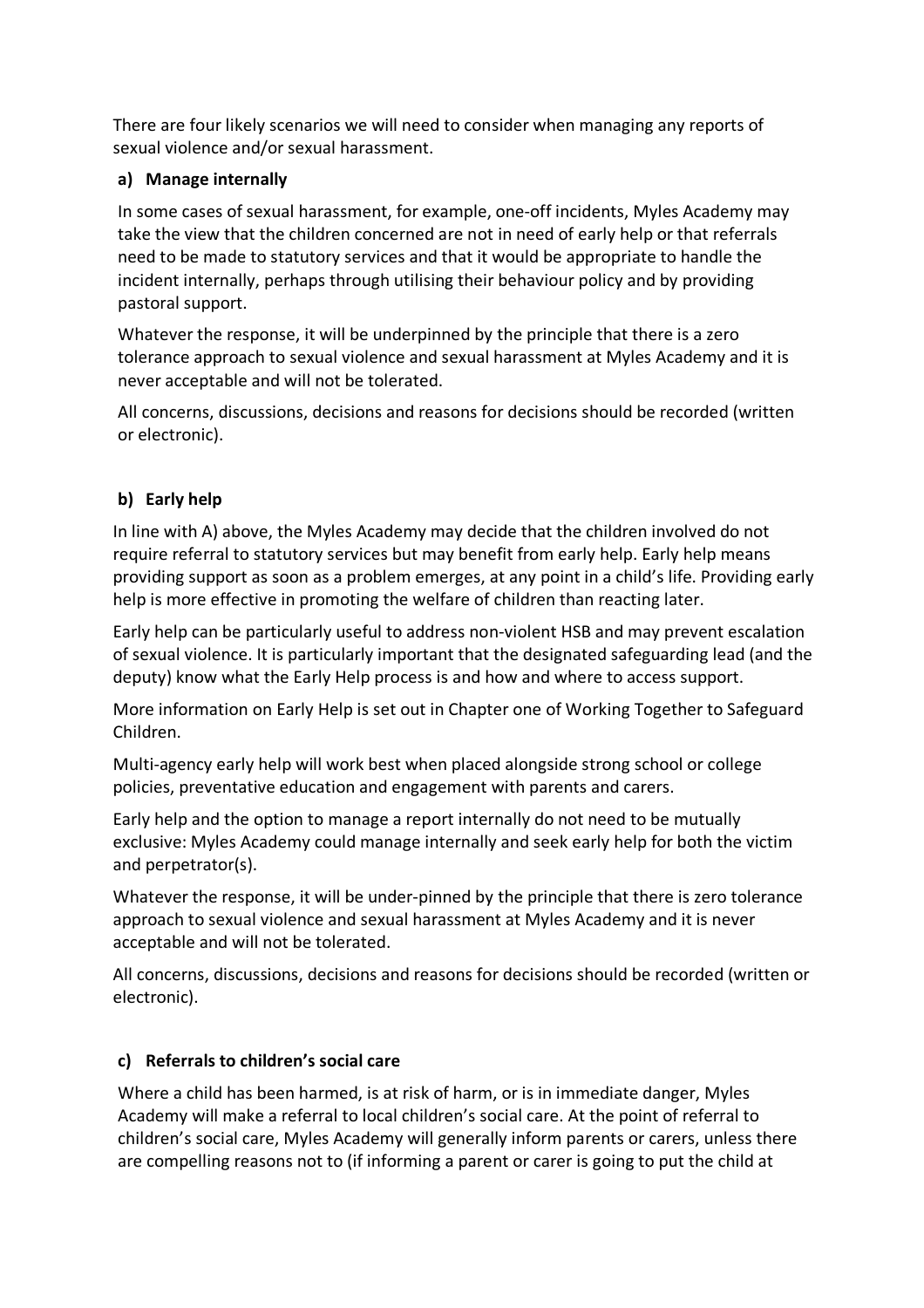There are four likely scenarios we will need to consider when managing any reports of sexual violence and/or sexual harassment.

**a) Manage internally**

In some cases of sexual harassment, for example, one-off incidents, Myles Academy may take the view that the children concerned are not in need of early help or that referrals need to be made to statutory services and that it would be appropriate to handle the incident internally, perhaps through utilising their behaviour policy and by providing pastoral support.

Whatever the response, it will be underpinned by the principle that there is a zero tolerance approach to sexual violence and sexual harassment at Myles Academy and it is never acceptable and will not be tolerated.

All concerns, discussions, decisions and reasons for decisions should be recorded (written or electronic).

**b) Early help**

In line with A) above, the Myles Academy may decide that the children involved do not require referral to statutory services but may benefit from early help. Early help means providing support as soon as a problem emerges, at any point in a child's life. Providing early help is more effective in promoting the welfare of children than reacting later.

Early help can be particularly useful to address non-violent HSB and may prevent escalation of sexual violence. It is particularly important that the designated safeguarding lead (and the deputy) know what the Early Help process is and how and where to access support.

More information on Early Help is set out in Chapter one of Working Together to Safeguard Children.

Multi-agency early help will work best when placed alongside strong school or college policies, preventative education and engagement with parents and carers.

Early help and the option to manage a report internally do not need to be mutually exclusive: Myles Academy could manage internally and seek early help for both the victim and perpetrator(s).

Whatever the response, it will be under-pinned by the principle that there is zero tolerance approach to sexual violence and sexual harassment at Myles Academy and it is never acceptable and will not be tolerated.

All concerns, discussions, decisions and reasons for decisions should be recorded (written or electronic).

**c) Referrals to children's social care**

Where a child has been harmed, is at risk of harm, or is in immediate danger, Myles Academy will make a referral to local children's social care. At the point of referral to children's social care, Myles Academy will generally inform parents or carers, unless there are compelling reasons not to (if informing a parent or carer is going to put the child at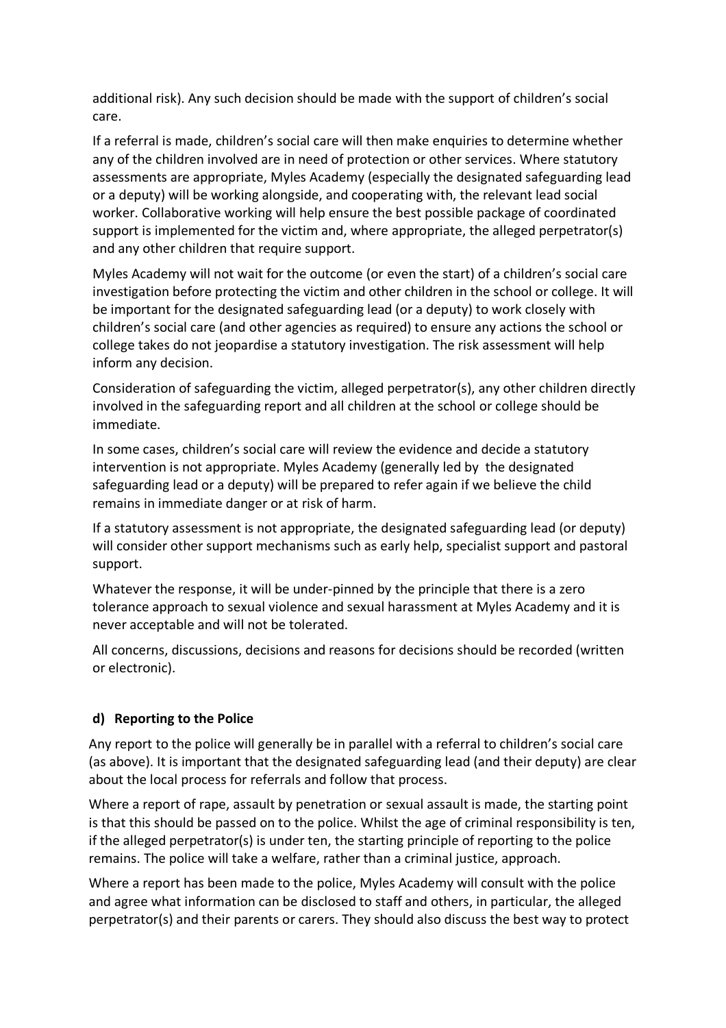additional risk). Any such decision should be made with the support of children's social care.

If a referral is made, children's social care will then make enquiries to determine whether any of the children involved are in need of protection or other services. Where statutory assessments are appropriate, Myles Academy (especially the designated safeguarding lead or a deputy) will be working alongside, and cooperating with, the relevant lead social worker. Collaborative working will help ensure the best possible package of coordinated support is implemented for the victim and, where appropriate, the alleged perpetrator(s) and any other children that require support.

Myles Academy will not wait for the outcome (or even the start) of a children's social care investigation before protecting the victim and other children in the school or college. It will be important for the designated safeguarding lead (or a deputy) to work closely with children's social care (and other agencies as required) to ensure any actions the school or college takes do not jeopardise a statutory investigation. The risk assessment will help inform any decision.

Consideration of safeguarding the victim, alleged perpetrator(s), any other children directly involved in the safeguarding report and all children at the school or college should be immediate.

In some cases, children's social care will review the evidence and decide a statutory intervention is not appropriate. Myles Academy (generally led by the designated safeguarding lead or a deputy) will be prepared to refer again if we believe the child remains in immediate danger or at risk of harm.

If a statutory assessment is not appropriate, the designated safeguarding lead (or deputy) will consider other support mechanisms such as early help, specialist support and pastoral support.

Whatever the response, it will be under-pinned by the principle that there is a zero tolerance approach to sexual violence and sexual harassment at Myles Academy and it is never acceptable and will not be tolerated.

All concerns, discussions, decisions and reasons for decisions should be recorded (written or electronic).

**d) Reporting to the Police**

Any report to the police will generally be in parallel with a referral to children's social care (as above). It is important that the designated safeguarding lead (and their deputy) are clear about the local process for referrals and follow that process.

Where a report of rape, assault by penetration or sexual assault is made, the starting point is that this should be passed on to the police. Whilst the age of criminal responsibility is ten, if the alleged perpetrator(s) is under ten, the starting principle of reporting to the police remains. The police will take a welfare, rather than a criminal justice, approach.

Where a report has been made to the police, Myles Academy will consult with the police and agree what information can be disclosed to staff and others, in particular, the alleged perpetrator(s) and their parents or carers. They should also discuss the best way to protect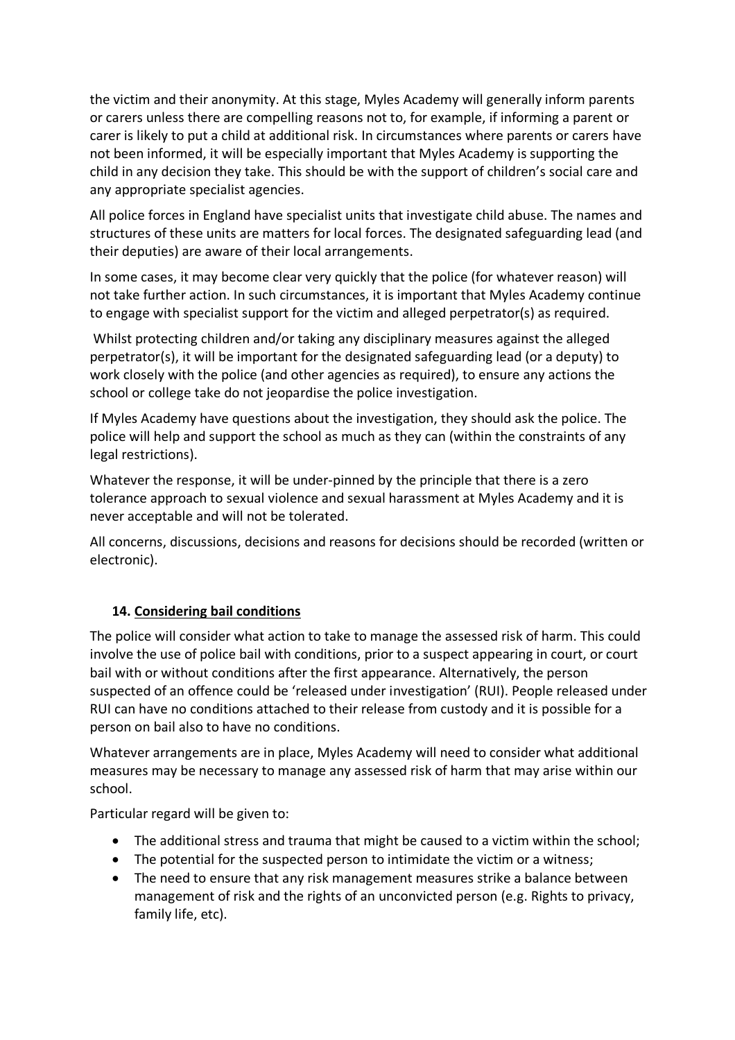the victim and their anonymity. At this stage, Myles Academy will generally inform parents or carers unless there are compelling reasons not to, for example, if informing a parent or carer is likely to put a child at additional risk. In circumstances where parents or carers have not been informed, it will be especially important that Myles Academy is supporting the child in any decision they take. This should be with the support of children's social care and any appropriate specialist agencies.

All police forces in England have specialist units that investigate child abuse. The names and structures of these units are matters for local forces. The designated safeguarding lead (and their deputies) are aware of their local arrangements.

In some cases, it may become clear very quickly that the police (for whatever reason) will not take further action. In such circumstances, it is important that Myles Academy continue to engage with specialist support for the victim and alleged perpetrator(s) as required.

Whilst protecting children and/or taking any disciplinary measures against the alleged perpetrator(s), it will be important for the designated safeguarding lead (or a deputy) to work closely with the police (and other agencies as required), to ensure any actions the school or college take do not jeopardise the police investigation.

If Myles Academy have questions about the investigation, they should ask the police. The police will help and support the school as much as they can (within the constraints of any legal restrictions).

Whatever the response, it will be under-pinned by the principle that there is a zero tolerance approach to sexual violence and sexual harassment at Myles Academy and it is never acceptable and will not be tolerated.

All concerns, discussions, decisions and reasons for decisions should be recorded (written or electronic).

## 14. Considering bail conditions

The police will consider what action to take to manage the assessed risk of harm. This could involve the use of police bail with conditions, prior to a suspect appearing in court, or court bail with or without conditions after the first appearance. Alternatively, the person suspected of an offence could be 'released under investigation' (RUI). People released under RUI can have no conditions attached to their release from custody and it is possible for a person on bail also to have no conditions.

Whatever arrangements are in place, Myles Academy will need to consider what additional measures may be necessary to manage any assessed risk of harm that may arise within our school.

Particular regard will be given to:

- The additional stress and trauma that might be caused to a victim within the school;
- The potential for the suspected person to intimidate the victim or a witness;
- The need to ensure that any risk management measures strike a balance between management of risk and the rights of an unconvicted person (e.g. Rights to privacy, family life, etc).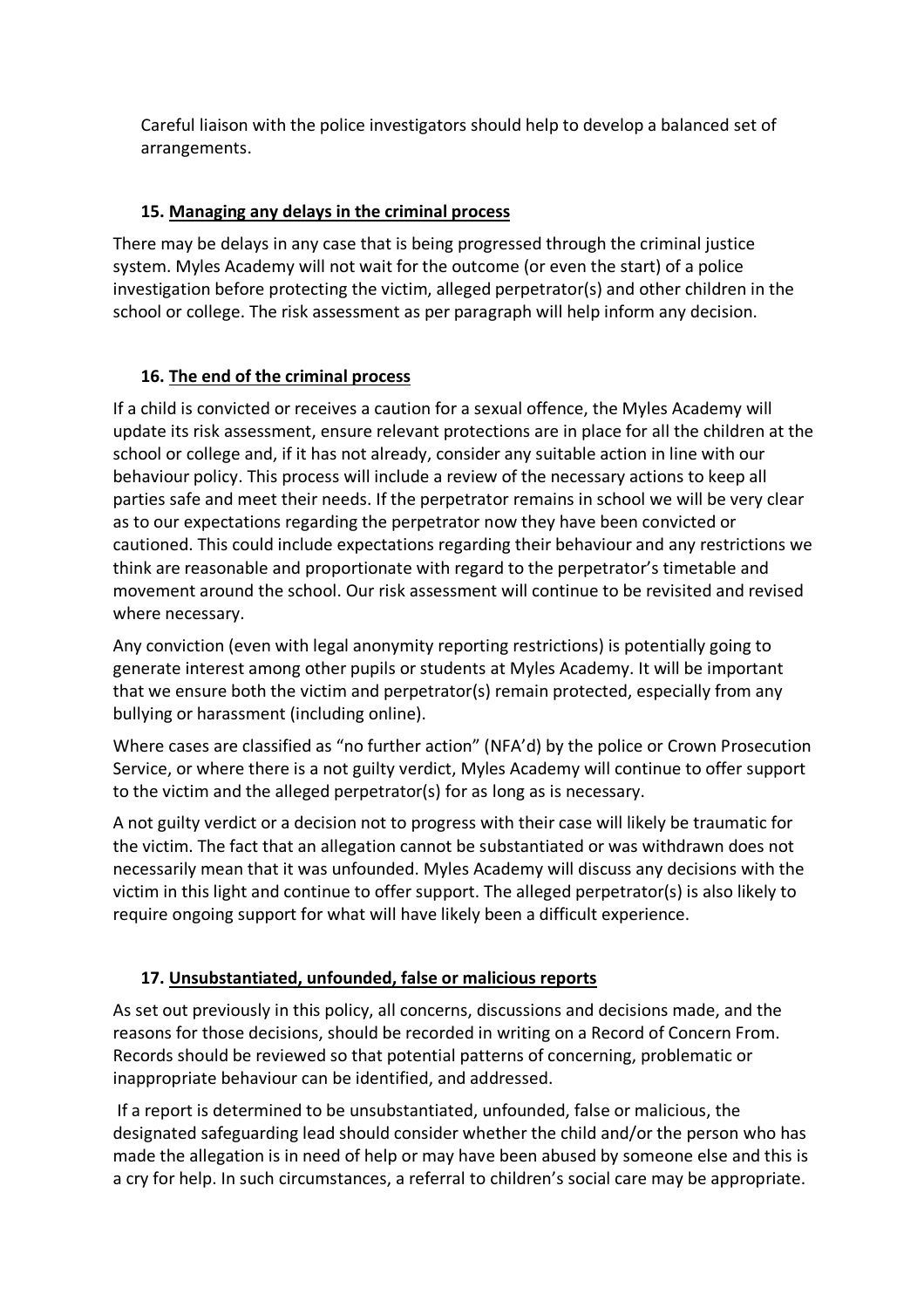Careful liaison with the police investigators should help to develop a balanced set of arrangements.

## 15. Managing any delays in the criminal process

There may be delays in any case that is being progressed through the criminal justice system. Myles Academy will not wait for the outcome (or even the start) of a police investigation before protecting the victim, alleged perpetrator(s) and other children in the school or college. The risk assessment as per paragraph will help inform any decision.

## 16. The end of the criminal process

If a child is convicted or receives a caution for a sexual offence, the Myles Academy will update its risk assessment, ensure relevant protections are in place for all the children at the school or college and, if it has not already, consider any suitable action in line with our behaviour policy. This process will include a review of the necessary actions to keep all parties safe and meet their needs. If the perpetrator remains in school we will be very clear as to our expectations regarding the perpetrator now they have been convicted or cautioned. This could include expectations regarding their behaviour and any restrictions we think are reasonable and proportionate with regard to the perpetrator's timetable and movement around the school. Our risk assessment will continue to be revisited and revised where necessary.

Any conviction (even with legal anonymity reporting restrictions) is potentially going to generate interest among other pupils or students at Myles Academy. It will be important that we ensure both the victim and perpetrator(s) remain protected, especially from any bullying or harassment (including online).

Where cases are classified as "no further action" (NFA'd) by the police or Crown Prosecution Service, or where there is a not guilty verdict, Myles Academy will continue to offer support to the victim and the alleged perpetrator(s) for as long as is necessary.

A not guilty verdict or a decision not to progress with their case will likely be traumatic for the victim. The fact that an allegation cannot be substantiated or was withdrawn does not necessarily mean that it was unfounded. Myles Academy will discuss any decisions with the victim in this light and continue to offer support. The alleged perpetrator(s) is also likely to require ongoing support for what will have likely been a difficult experience.

## 17. Unsubstantiated, unfounded, false or malicious reports

As set out previously in this policy, all concerns, discussions and decisions made, and the reasons for those decisions, should be recorded in writing on a Record of Concern From. Records should be reviewed so that potential patterns of concerning, problematic or inappropriate behaviour can be identified, and addressed.

If a report is determined to be unsubstantiated, unfounded, false or malicious, the designated safeguarding lead should consider whether the child and/or the person who has made the allegation is in need of help or may have been abused by someone else and this is a cry for help. In such circumstances, a referral to children's social care may be appropriate.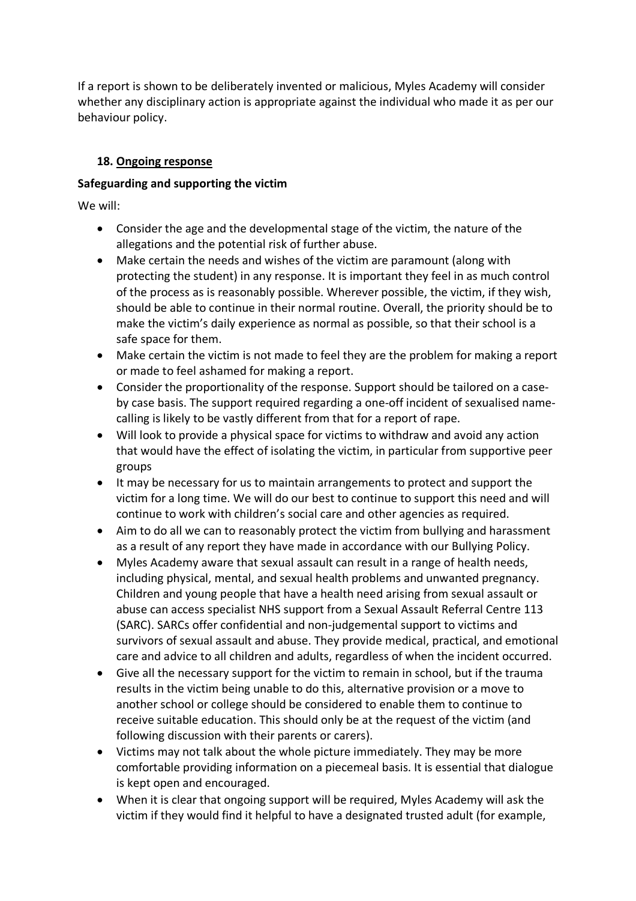If a report is shown to be deliberately invented or malicious, Myles Academy will consider whether any disciplinary action is appropriate against the individual who made it as per our behaviour policy.

## 18. Ongoing response

**Safeguarding and supporting the victim**

We will:

- Consider the age and the developmental stage of the victim, the nature of the allegations and the potential risk of further abuse.
- Make certain the needs and wishes of the victim are paramount (along with protecting the student) in any response. It is important they feel in as much control of the process as is reasonably possible. Wherever possible, the victim, if they wish, should be able to continue in their normal routine. Overall, the priority should be to make the victim's daily experience as normal as possible, so that their school is a safe space for them.
- Make certain the victim is not made to feel they are the problem for making a report or made to feel ashamed for making a report.
- Consider the proportionality of the response. Support should be tailored on a case-by case basis. The support required regarding a one-off incident of sexualised name-calling is likely to be vastly different from that for a report of rape.
- Will look to provide a physical space for victims to withdraw and avoid any action that would have the effect of isolating the victim, in particular from supportive peer groups
- It may be necessary for us to maintain arrangements to protect and support the victim for a long time. We will do our best to continue to support this need and will continue to work with children's social care and other agencies as required.
- Aim to do all we can to reasonably protect the victim from bullying and harassment as a result of any report they have made in accordance with our Bullying Policy.
- Myles Academy aware that sexual assault can result in a range of health needs, including physical, mental, and sexual health problems and unwanted pregnancy. Children and young people that have a health need arising from sexual assault or abuse can access specialist NHS support from a Sexual Assault Referral Centre 113 (SARC). SARCs offer confidential and non-judgemental support to victims and survivors of sexual assault and abuse. They provide medical, practical, and emotional care and advice to all children and adults, regardless of when the incident occurred.
- Give all the necessary support for the victim to remain in school, but if the trauma results in the victim being unable to do this, alternative provision or a move to another school or college should be considered to enable them to continue to receive suitable education. This should only be at the request of the victim (and following discussion with their parents or carers).
- Victims may not talk about the whole picture immediately. They may be more comfortable providing information on a piecemeal basis. It is essential that dialogue is kept open and encouraged.
- When it is clear that ongoing support will be required, Myles Academy will ask the victim if they would find it helpful to have a designated trusted adult (for example,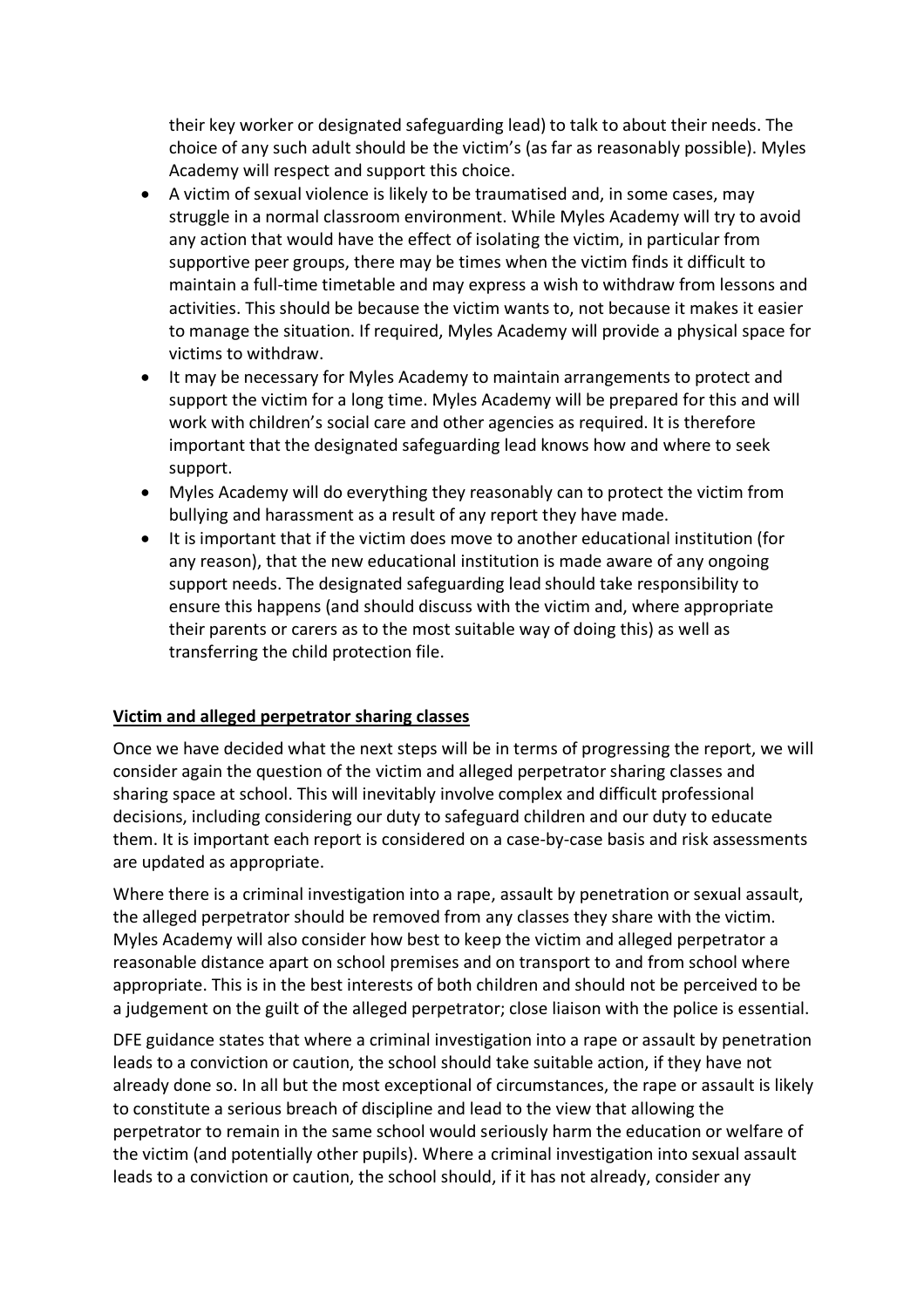their key worker or designated safeguarding lead) to talk to about their needs. The choice of any such adult should be the victim's (as far as reasonably possible). Myles Academy will respect and support this choice.

- A victim of sexual violence is likely to be traumatised and, in some cases, may struggle in a normal classroom environment. While Myles Academy will try to avoid any action that would have the effect of isolating the victim, in particular from supportive peer groups, there may be times when the victim finds it difficult to maintain a full-time timetable and may express a wish to withdraw from lessons and activities. This should be because the victim wants to, not because it makes it easier to manage the situation. If required, Myles Academy will provide a physical space for victims to withdraw.
- It may be necessary for Myles Academy to maintain arrangements to protect and support the victim for a long time. Myles Academy will be prepared for this and will work with children's social care and other agencies as required. It is therefore important that the designated safeguarding lead knows how and where to seek support.
- Myles Academy will do everything they reasonably can to protect the victim from bullying and harassment as a result of any report they have made.
- It is important that if the victim does move to another educational institution (for any reason), that the new educational institution is made aware of any ongoing support needs. The designated safeguarding lead should take responsibility to ensure this happens (and should discuss with the victim and, where appropriate their parents or carers as to the most suitable way of doing this) as well as transferring the child protection file.

## Victim and alleged perpetrator sharing classes

Once we have decided what the next steps will be in terms of progressing the report, we will consider again the question of the victim and alleged perpetrator sharing classes and sharing space at school. This will inevitably involve complex and difficult professional decisions, including considering our duty to safeguard children and our duty to educate them. It is important each report is considered on a case-by-case basis and risk assessments are updated as appropriate.

Where there is a criminal investigation into a rape, assault by penetration or sexual assault, the alleged perpetrator should be removed from any classes they share with the victim. Myles Academy will also consider how best to keep the victim and alleged perpetrator a reasonable distance apart on school premises and on transport to and from school where appropriate. This is in the best interests of both children and should not be perceived to be a judgement on the guilt of the alleged perpetrator; close liaison with the police is essential.

DFE guidance states that where a criminal investigation into a rape or assault by penetration leads to a conviction or caution, the school should take suitable action, if they have not already done so. In all but the most exceptional of circumstances, the rape or assault is likely to constitute a serious breach of discipline and lead to the view that allowing the perpetrator to remain in the same school would seriously harm the education or welfare of the victim (and potentially other pupils). Where a criminal investigation into sexual assault leads to a conviction or caution, the school should, if it has not already, consider any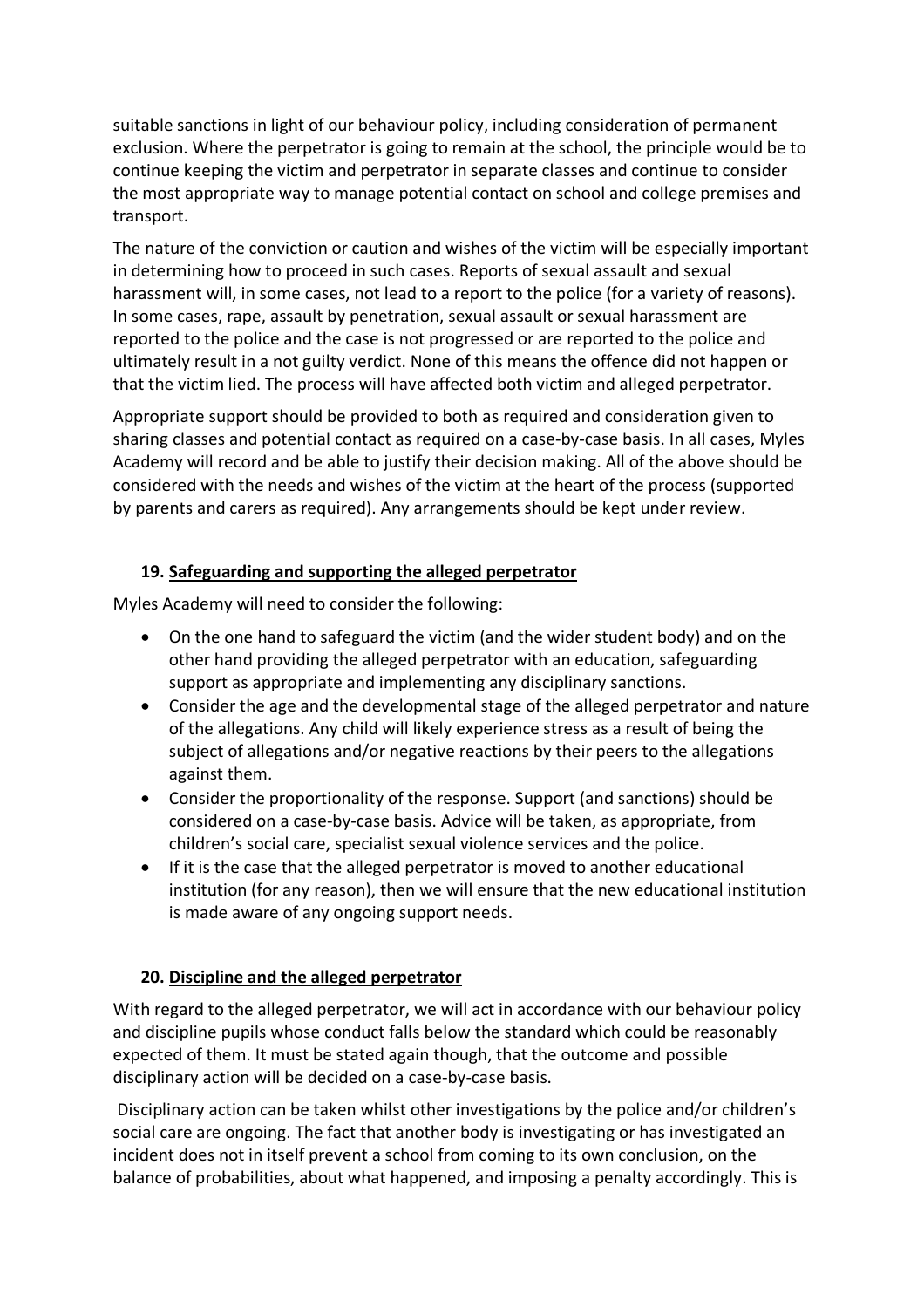suitable sanctions in light of our behaviour policy, including consideration of permanent exclusion. Where the perpetrator is going to remain at the school, the principle would be to continue keeping the victim and perpetrator in separate classes and continue to consider the most appropriate way to manage potential contact on school and college premises and transport.

The nature of the conviction or caution and wishes of the victim will be especially important in determining how to proceed in such cases. Reports of sexual assault and sexual harassment will, in some cases, not lead to a report to the police (for a variety of reasons). In some cases, rape, assault by penetration, sexual assault or sexual harassment are reported to the police and the case is not progressed or are reported to the police and ultimately result in a not guilty verdict. None of this means the offence did not happen or that the victim lied. The process will have affected both victim and alleged perpetrator.

Appropriate support should be provided to both as required and consideration given to sharing classes and potential contact as required on a case-by-case basis. In all cases, Myles Academy will record and be able to justify their decision making. All of the above should be considered with the needs and wishes of the victim at the heart of the process (supported by parents and carers as required). Any arrangements should be kept under review.

## 19. Safeguarding and supporting the alleged perpetrator

Myles Academy will need to consider the following:

- On the one hand to safeguard the victim (and the wider student body) and on the other hand providing the alleged perpetrator with an education, safeguarding support as appropriate and implementing any disciplinary sanctions.
- Consider the age and the developmental stage of the alleged perpetrator and nature of the allegations. Any child will likely experience stress as a result of being the subject of allegations and/or negative reactions by their peers to the allegations against them.
- Consider the proportionality of the response. Support (and sanctions) should be considered on a case-by-case basis. Advice will be taken, as appropriate, from children's social care, specialist sexual violence services and the police.
- If it is the case that the alleged perpetrator is moved to another educational institution (for any reason), then we will ensure that the new educational institution is made aware of any ongoing support needs.

## 20. Discipline and the alleged perpetrator

With regard to the alleged perpetrator, we will act in accordance with our behaviour policy and discipline pupils whose conduct falls below the standard which could be reasonably expected of them. It must be stated again though, that the outcome and possible disciplinary action will be decided on a case-by-case basis.

Disciplinary action can be taken whilst other investigations by the police and/or children's social care are ongoing. The fact that another body is investigating or has investigated an incident does not in itself prevent a school from coming to its own conclusion, on the balance of probabilities, about what happened, and imposing a penalty accordingly. This is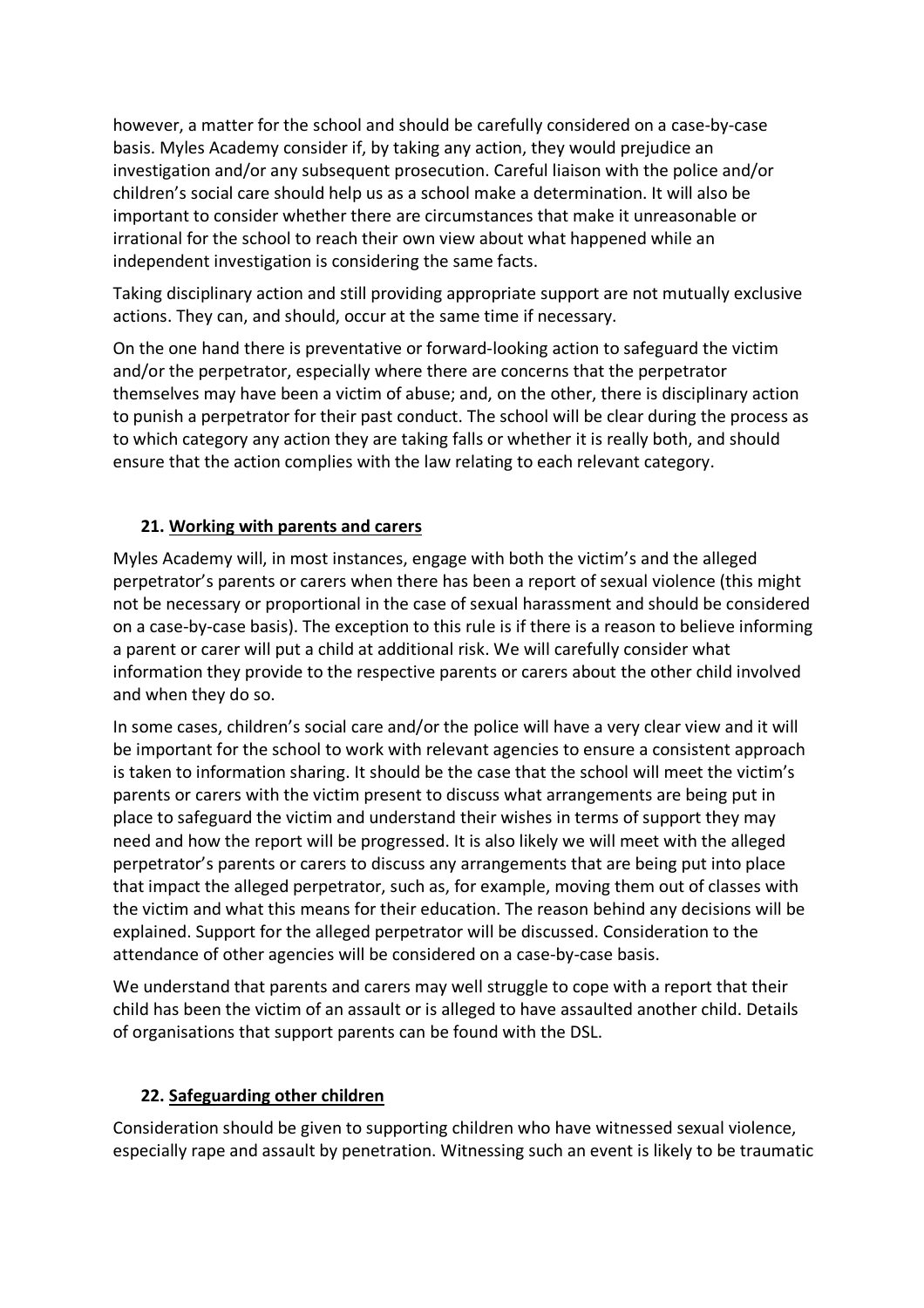however, a matter for the school and should be carefully considered on a case-by-case basis. Myles Academy consider if, by taking any action, they would prejudice an investigation and/or any subsequent prosecution. Careful liaison with the police and/or children's social care should help us as a school make a determination. It will also be important to consider whether there are circumstances that make it unreasonable or irrational for the school to reach their own view about what happened while an independent investigation is considering the same facts.

Taking disciplinary action and still providing appropriate support are not mutually exclusive actions. They can, and should, occur at the same time if necessary.

On the one hand there is preventative or forward-looking action to safeguard the victim and/or the perpetrator, especially where there are concerns that the perpetrator themselves may have been a victim of abuse; and, on the other, there is disciplinary action to punish a perpetrator for their past conduct. The school will be clear during the process as to which category any action they are taking falls or whether it is really both, and should ensure that the action complies with the law relating to each relevant category.

## 21. Working with parents and carers

Myles Academy will, in most instances, engage with both the victim's and the alleged perpetrator's parents or carers when there has been a report of sexual violence (this might not be necessary or proportional in the case of sexual harassment and should be considered on a case-by-case basis). The exception to this rule is if there is a reason to believe informing a parent or carer will put a child at additional risk. We will carefully consider what information they provide to the respective parents or carers about the other child involved and when they do so.

In some cases, children's social care and/or the police will have a very clear view and it will be important for the school to work with relevant agencies to ensure a consistent approach is taken to information sharing. It should be the case that the school will meet the victim's parents or carers with the victim present to discuss what arrangements are being put in place to safeguard the victim and understand their wishes in terms of support they may need and how the report will be progressed. It is also likely we will meet with the alleged perpetrator's parents or carers to discuss any arrangements that are being put into place that impact the alleged perpetrator, such as, for example, moving them out of classes with the victim and what this means for their education. The reason behind any decisions will be explained. Support for the alleged perpetrator will be discussed. Consideration to the attendance of other agencies will be considered on a case-by-case basis.

We understand that parents and carers may well struggle to cope with a report that their child has been the victim of an assault or is alleged to have assaulted another child. Details of organisations that support parents can be found with the DSL.

## 22. Safeguarding other children

Consideration should be given to supporting children who have witnessed sexual violence, especially rape and assault by penetration. Witnessing such an event is likely to be traumatic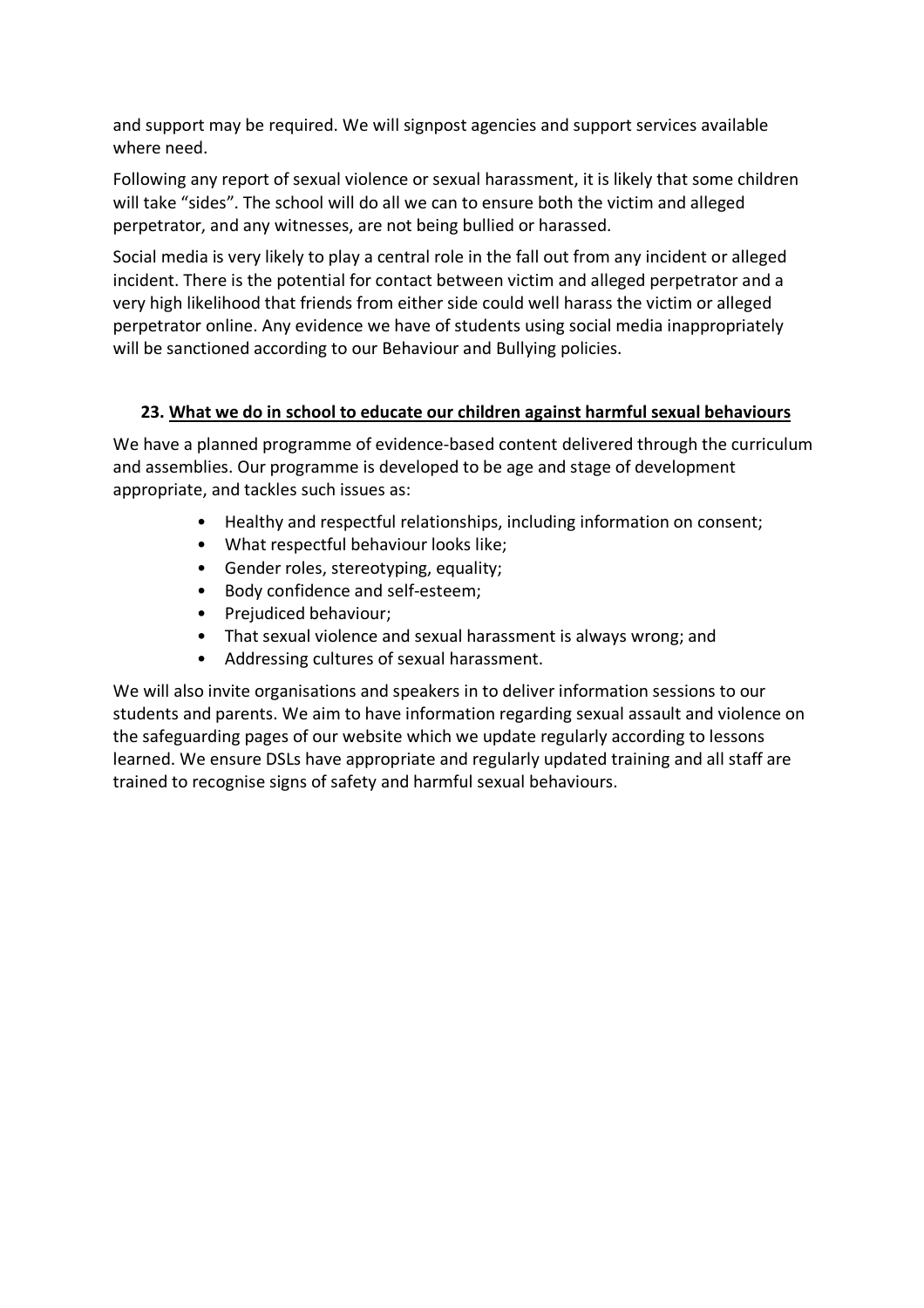and support may be required. We will signpost agencies and support services available where need.

Following any report of sexual violence or sexual harassment, it is likely that some children will take "sides". The school will do all we can to ensure both the victim and alleged perpetrator, and any witnesses, are not being bullied or harassed.

Social media is very likely to play a central role in the fall out from any incident or alleged incident. There is the potential for contact between victim and alleged perpetrator and a very high likelihood that friends from either side could well harass the victim or alleged perpetrator online. Any evidence we have of students using social media inappropriately will be sanctioned according to our Behaviour and Bullying policies.

## 23. What we do in school to educate our children against harmful sexual behaviours

We have a planned programme of evidence-based content delivered through the curriculum and assemblies. Our programme is developed to be age and stage of development appropriate, and tackles such issues as:

- Healthy and respectful relationships, including information on consent;
- What respectful behaviour looks like;
- Gender roles, stereotyping, equality;
- Body confidence and self-esteem;
- Prejudiced behaviour;
- That sexual violence and sexual harassment is always wrong; and
- Addressing cultures of sexual harassment.

We will also invite organisations and speakers in to deliver information sessions to our students and parents. We aim to have information regarding sexual assault and violence on the safeguarding pages of our website which we update regularly according to lessons learned. We ensure DSLs have appropriate and regularly updated training and all staff are trained to recognise signs of safety and harmful sexual behaviours.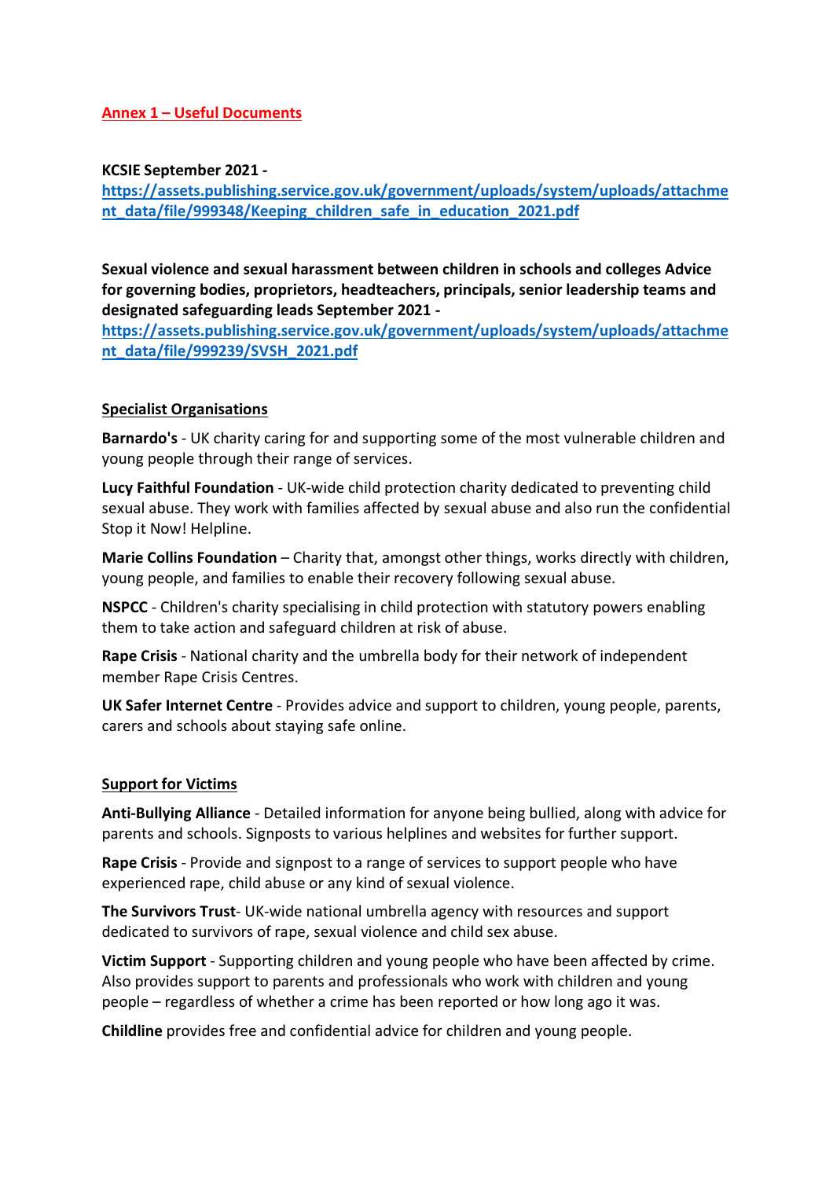## Annex 1 – Useful Documents

**KCSIE September 2021 -**
**[https://assets.publishing.service.gov.uk/government/uploads/system/uploads/attachment_data/file/999348/Keeping_children_safe_in_education_2021.pdf](https://assets.publishing.service.gov.uk/government/uploads/system/uploads/attachment_data/file/999348/Keeping_children_safe_in_education_2021.pdf)**

**Sexual violence and sexual harassment between children in schools and colleges Advice for governing bodies, proprietors, headteachers, principals, senior leadership teams and designated safeguarding leads September 2021 -**
**[https://assets.publishing.service.gov.uk/government/uploads/system/uploads/attachment_data/file/999239/SVSH_2021.pdf](https://assets.publishing.service.gov.uk/government/uploads/system/uploads/attachment_data/file/999239/SVSH_2021.pdf)**

### Specialist Organisations

**Barnardo's** - UK charity caring for and supporting some of the most vulnerable children and young people through their range of services.

**Lucy Faithful Foundation** - UK-wide child protection charity dedicated to preventing child sexual abuse. They work with families affected by sexual abuse and also run the confidential Stop it Now! Helpline.

**Marie Collins Foundation** – Charity that, amongst other things, works directly with children, young people, and families to enable their recovery following sexual abuse.

**NSPCC** - Children's charity specialising in child protection with statutory powers enabling them to take action and safeguard children at risk of abuse.

**Rape Crisis** - National charity and the umbrella body for their network of independent member Rape Crisis Centres.

**UK Safer Internet Centre** - Provides advice and support to children, young people, parents, carers and schools about staying safe online.

### Support for Victims

**Anti-Bullying Alliance** - Detailed information for anyone being bullied, along with advice for parents and schools. Signposts to various helplines and websites for further support.

**Rape Crisis** - Provide and signpost to a range of services to support people who have experienced rape, child abuse or any kind of sexual violence.

**The Survivors Trust**- UK-wide national umbrella agency with resources and support dedicated to survivors of rape, sexual violence and child sex abuse.

**Victim Support** - Supporting children and young people who have been affected by crime. Also provides support to parents and professionals who work with children and young people – regardless of whether a crime has been reported or how long ago it was.

**Childline** provides free and confidential advice for children and young people.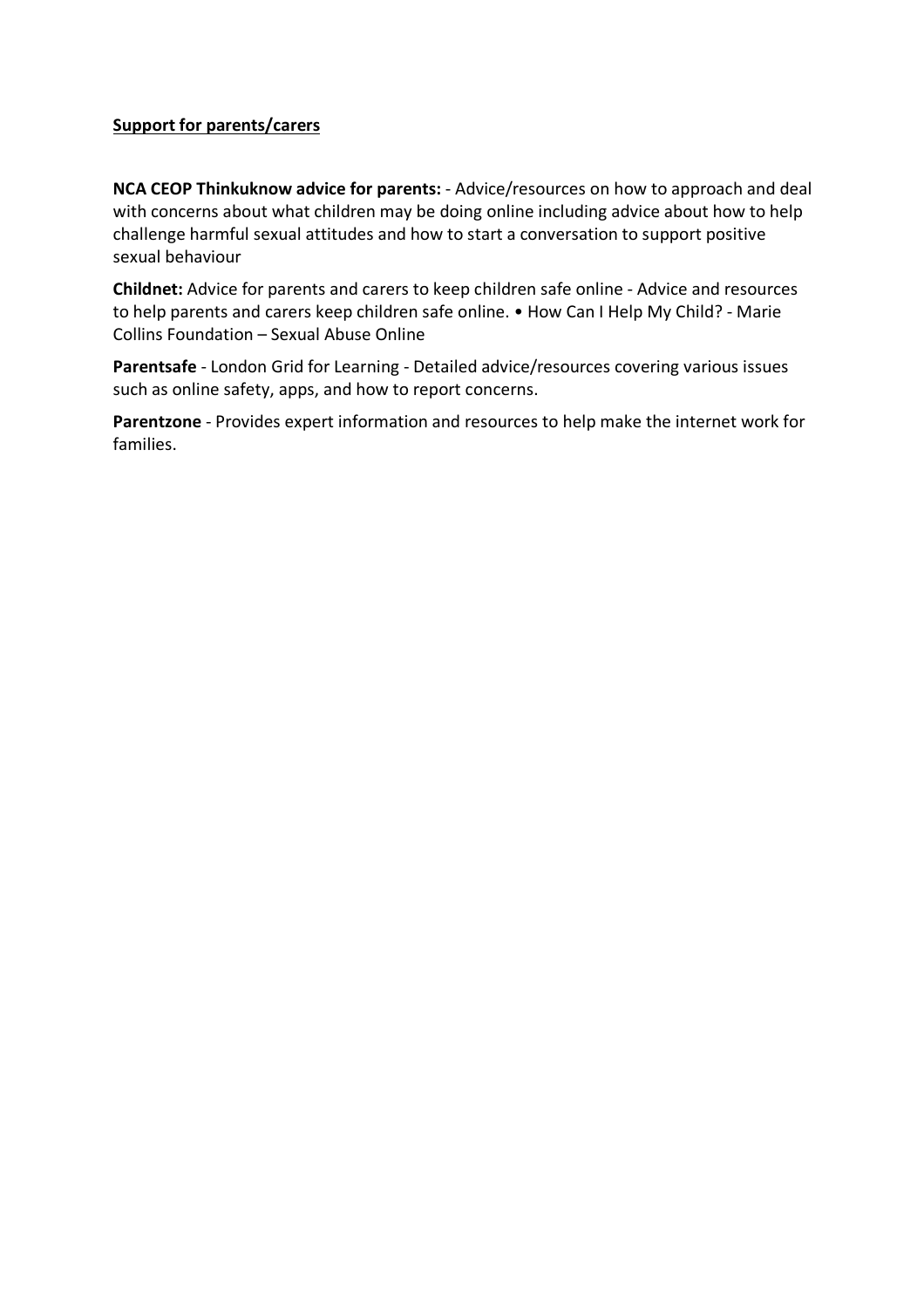**<u>Support for parents/carers</u>**

**NCA CEOP Thinkuknow advice for parents:** - Advice/resources on how to approach and deal with concerns about what children may be doing online including advice about how to help challenge harmful sexual attitudes and how to start a conversation to support positive sexual behaviour

**Childnet:** Advice for parents and carers to keep children safe online - Advice and resources to help parents and carers keep children safe online. • How Can I Help My Child? - Marie Collins Foundation – Sexual Abuse Online

**Parentsafe** - London Grid for Learning - Detailed advice/resources covering various issues such as online safety, apps, and how to report concerns.

**Parentzone** - Provides expert information and resources to help make the internet work for families.